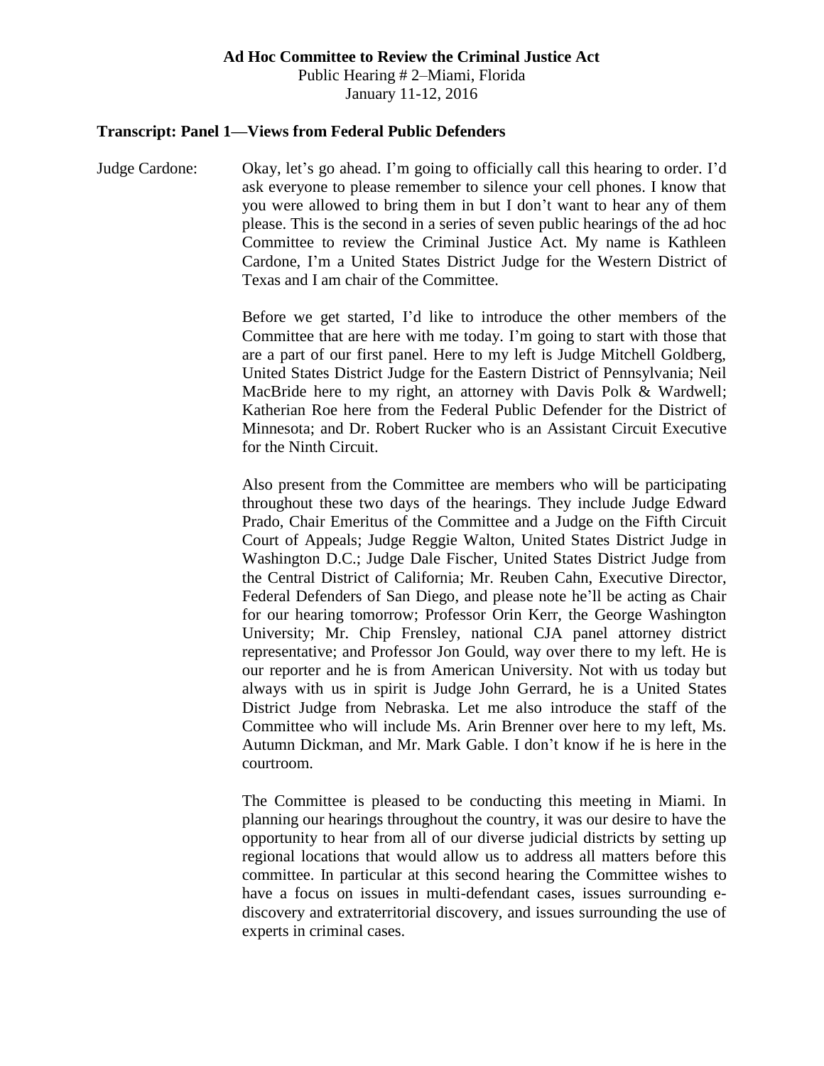**Ad Hoc Committee to Review the Criminal Justice Act**

Public Hearing # 2–Miami, Florida

January 11-12, 2016

**Transcript: Panel 1—Views from Federal Public Defenders**

Judge Cardone: Okay, let's go ahead. I'm going to officially call this hearing to order. I'd ask everyone to please remember to silence your cell phones. I know that you were allowed to bring them in but I don't want to hear any of them please. This is the second in a series of seven public hearings of the ad hoc Committee to review the Criminal Justice Act. My name is Kathleen Cardone, I'm a United States District Judge for the Western District of Texas and I am chair of the Committee.

Before we get started, I'd like to introduce the other members of the Committee that are here with me today. I'm going to start with those that are a part of our first panel. Here to my left is Judge Mitchell Goldberg, United States District Judge for the Eastern District of Pennsylvania; Neil MacBride here to my right, an attorney with Davis Polk & Wardwell; Katherian Roe here from the Federal Public Defender for the District of Minnesota; and Dr. Robert Rucker who is an Assistant Circuit Executive for the Ninth Circuit.

Also present from the Committee are members who will be participating throughout these two days of the hearings. They include Judge Edward Prado, Chair Emeritus of the Committee and a Judge on the Fifth Circuit Court of Appeals; Judge Reggie Walton, United States District Judge in Washington D.C.; Judge Dale Fischer, United States District Judge from the Central District of California; Mr. Reuben Cahn, Executive Director, Federal Defenders of San Diego, and please note he'll be acting as Chair for our hearing tomorrow; Professor Orin Kerr, the George Washington University; Mr. Chip Frensley, national CJA panel attorney district representative; and Professor Jon Gould, way over there to my left. He is our reporter and he is from American University. Not with us today but always with us in spirit is Judge John Gerrard, he is a United States District Judge from Nebraska. Let me also introduce the staff of the Committee who will include Ms. Arin Brenner over here to my left, Ms. Autumn Dickman, and Mr. Mark Gable. I don't know if he is here in the courtroom.

The Committee is pleased to be conducting this meeting in Miami. In planning our hearings throughout the country, it was our desire to have the opportunity to hear from all of our diverse judicial districts by setting up regional locations that would allow us to address all matters before this committee. In particular at this second hearing the Committee wishes to have a focus on issues in multi-defendant cases, issues surrounding e-discovery and extraterritorial discovery, and issues surrounding the use of experts in criminal cases.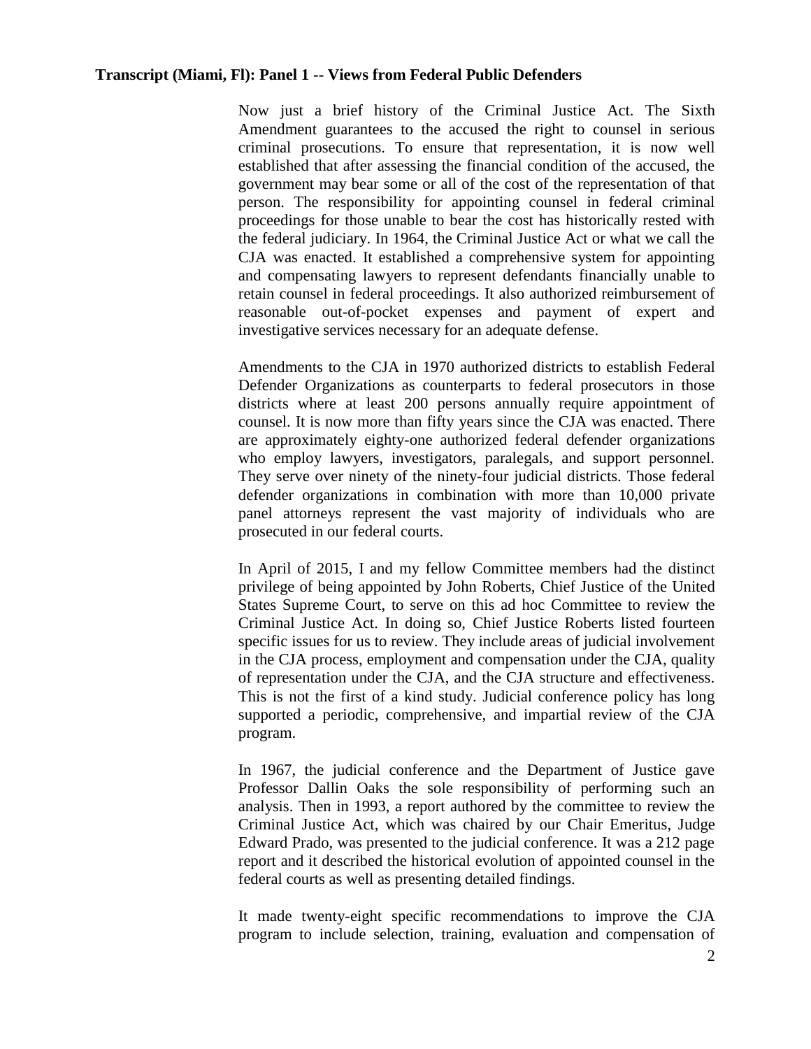**Transcript (Miami, Fl): Panel 1 -- Views from Federal Public Defenders**

Now just a brief history of the Criminal Justice Act. The Sixth Amendment guarantees to the accused the right to counsel in serious criminal prosecutions. To ensure that representation, it is now well established that after assessing the financial condition of the accused, the government may bear some or all of the cost of the representation of that person. The responsibility for appointing counsel in federal criminal proceedings for those unable to bear the cost has historically rested with the federal judiciary. In 1964, the Criminal Justice Act or what we call the CJA was enacted. It established a comprehensive system for appointing and compensating lawyers to represent defendants financially unable to retain counsel in federal proceedings. It also authorized reimbursement of reasonable out-of-pocket expenses and payment of expert and investigative services necessary for an adequate defense.

Amendments to the CJA in 1970 authorized districts to establish Federal Defender Organizations as counterparts to federal prosecutors in those districts where at least 200 persons annually require appointment of counsel. It is now more than fifty years since the CJA was enacted. There are approximately eighty-one authorized federal defender organizations who employ lawyers, investigators, paralegals, and support personnel. They serve over ninety of the ninety-four judicial districts. Those federal defender organizations in combination with more than 10,000 private panel attorneys represent the vast majority of individuals who are prosecuted in our federal courts.

In April of 2015, I and my fellow Committee members had the distinct privilege of being appointed by John Roberts, Chief Justice of the United States Supreme Court, to serve on this ad hoc Committee to review the Criminal Justice Act. In doing so, Chief Justice Roberts listed fourteen specific issues for us to review. They include areas of judicial involvement in the CJA process, employment and compensation under the CJA, quality of representation under the CJA, and the CJA structure and effectiveness. This is not the first of a kind study. Judicial conference policy has long supported a periodic, comprehensive, and impartial review of the CJA program.

In 1967, the judicial conference and the Department of Justice gave Professor Dallin Oaks the sole responsibility of performing such an analysis. Then in 1993, a report authored by the committee to review the Criminal Justice Act, which was chaired by our Chair Emeritus, Judge Edward Prado, was presented to the judicial conference. It was a 212 page report and it described the historical evolution of appointed counsel in the federal courts as well as presenting detailed findings.

It made twenty-eight specific recommendations to improve the CJA program to include selection, training, evaluation and compensation of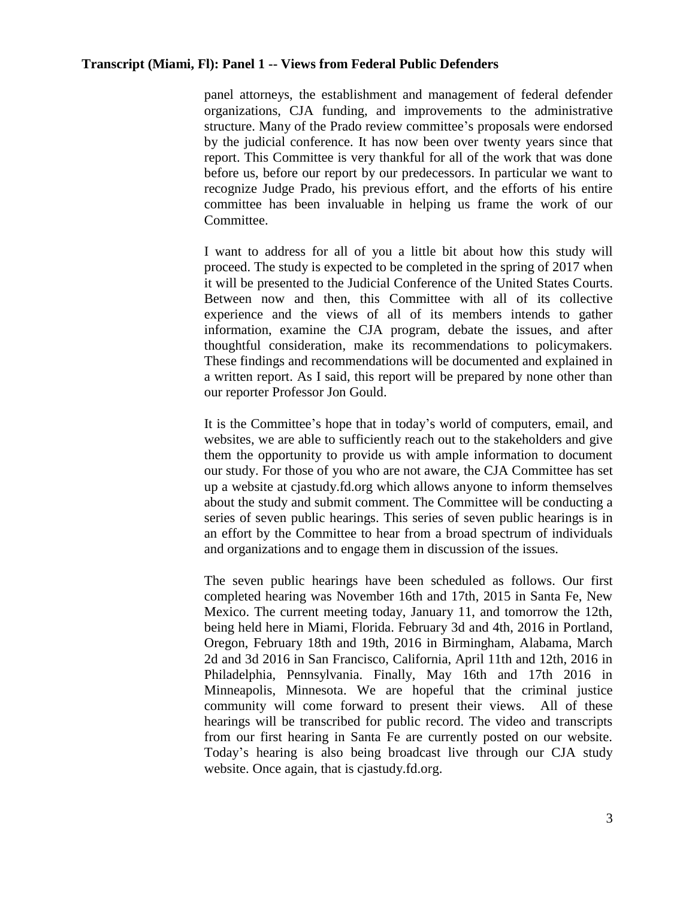panel attorneys, the establishment and management of federal defender organizations, CJA funding, and improvements to the administrative structure. Many of the Prado review committee's proposals were endorsed by the judicial conference. It has now been over twenty years since that report. This Committee is very thankful for all of the work that was done before us, before our report by our predecessors. In particular we want to recognize Judge Prado, his previous effort, and the efforts of his entire committee has been invaluable in helping us frame the work of our Committee.

I want to address for all of you a little bit about how this study will proceed. The study is expected to be completed in the spring of 2017 when it will be presented to the Judicial Conference of the United States Courts. Between now and then, this Committee with all of its collective experience and the views of all of its members intends to gather information, examine the CJA program, debate the issues, and after thoughtful consideration, make its recommendations to policymakers. These findings and recommendations will be documented and explained in a written report. As I said, this report will be prepared by none other than our reporter Professor Jon Gould.

It is the Committee's hope that in today's world of computers, email, and websites, we are able to sufficiently reach out to the stakeholders and give them the opportunity to provide us with ample information to document our study. For those of you who are not aware, the CJA Committee has set up a website at cjastudy.fd.org which allows anyone to inform themselves about the study and submit comment. The Committee will be conducting a series of seven public hearings. This series of seven public hearings is in an effort by the Committee to hear from a broad spectrum of individuals and organizations and to engage them in discussion of the issues.

The seven public hearings have been scheduled as follows. Our first completed hearing was November 16th and 17th, 2015 in Santa Fe, New Mexico. The current meeting today, January 11, and tomorrow the 12th, being held here in Miami, Florida. February 3d and 4th, 2016 in Portland, Oregon, February 18th and 19th, 2016 in Birmingham, Alabama, March 2d and 3d 2016 in San Francisco, California, April 11th and 12th, 2016 in Philadelphia, Pennsylvania. Finally, May 16th and 17th 2016 in Minneapolis, Minnesota. We are hopeful that the criminal justice community will come forward to present their views. All of these hearings will be transcribed for public record. The video and transcripts from our first hearing in Santa Fe are currently posted on our website. Today's hearing is also being broadcast live through our CJA study website. Once again, that is cjastudy.fd.org.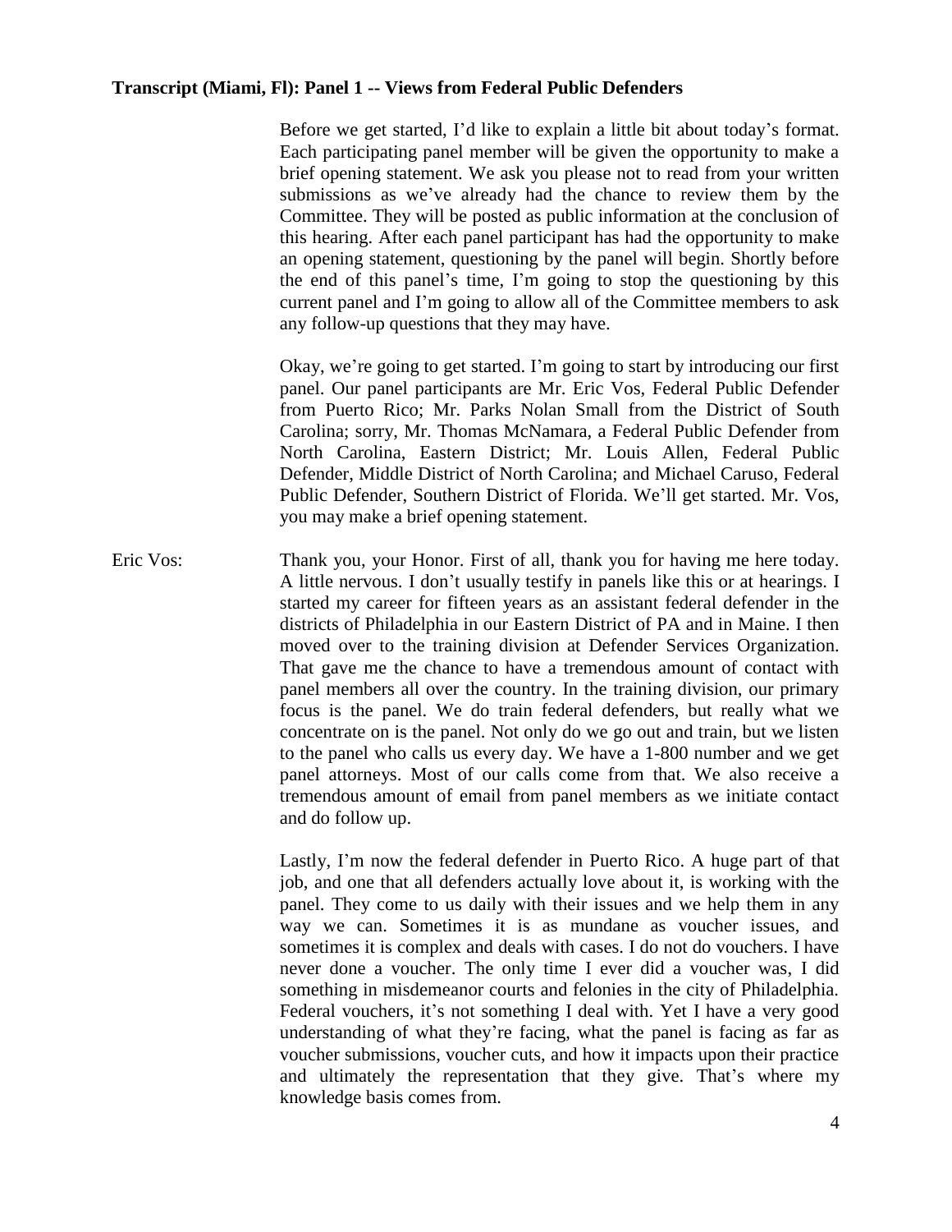**Transcript (Miami, Fl): Panel 1 -- Views from Federal Public Defenders**

Before we get started, I'd like to explain a little bit about today's format. Each participating panel member will be given the opportunity to make a brief opening statement. We ask you please not to read from your written submissions as we've already had the chance to review them by the Committee. They will be posted as public information at the conclusion of this hearing. After each panel participant has had the opportunity to make an opening statement, questioning by the panel will begin. Shortly before the end of this panel's time, I'm going to stop the questioning by this current panel and I'm going to allow all of the Committee members to ask any follow-up questions that they may have.

Okay, we're going to get started. I'm going to start by introducing our first panel. Our panel participants are Mr. Eric Vos, Federal Public Defender from Puerto Rico; Mr. Parks Nolan Small from the District of South Carolina; sorry, Mr. Thomas McNamara, a Federal Public Defender from North Carolina, Eastern District; Mr. Louis Allen, Federal Public Defender, Middle District of North Carolina; and Michael Caruso, Federal Public Defender, Southern District of Florida. We'll get started. Mr. Vos, you may make a brief opening statement.

Eric Vos: Thank you, your Honor. First of all, thank you for having me here today. A little nervous. I don't usually testify in panels like this or at hearings. I started my career for fifteen years as an assistant federal defender in the districts of Philadelphia in our Eastern District of PA and in Maine. I then moved over to the training division at Defender Services Organization. That gave me the chance to have a tremendous amount of contact with panel members all over the country. In the training division, our primary focus is the panel. We do train federal defenders, but really what we concentrate on is the panel. Not only do we go out and train, but we listen to the panel who calls us every day. We have a 1-800 number and we get panel attorneys. Most of our calls come from that. We also receive a tremendous amount of email from panel members as we initiate contact and do follow up.

Lastly, I'm now the federal defender in Puerto Rico. A huge part of that job, and one that all defenders actually love about it, is working with the panel. They come to us daily with their issues and we help them in any way we can. Sometimes it is as mundane as voucher issues, and sometimes it is complex and deals with cases. I do not do vouchers. I have never done a voucher. The only time I ever did a voucher was, I did something in misdemeanor courts and felonies in the city of Philadelphia. Federal vouchers, it's not something I deal with. Yet I have a very good understanding of what they're facing, what the panel is facing as far as voucher submissions, voucher cuts, and how it impacts upon their practice and ultimately the representation that they give. That's where my knowledge basis comes from.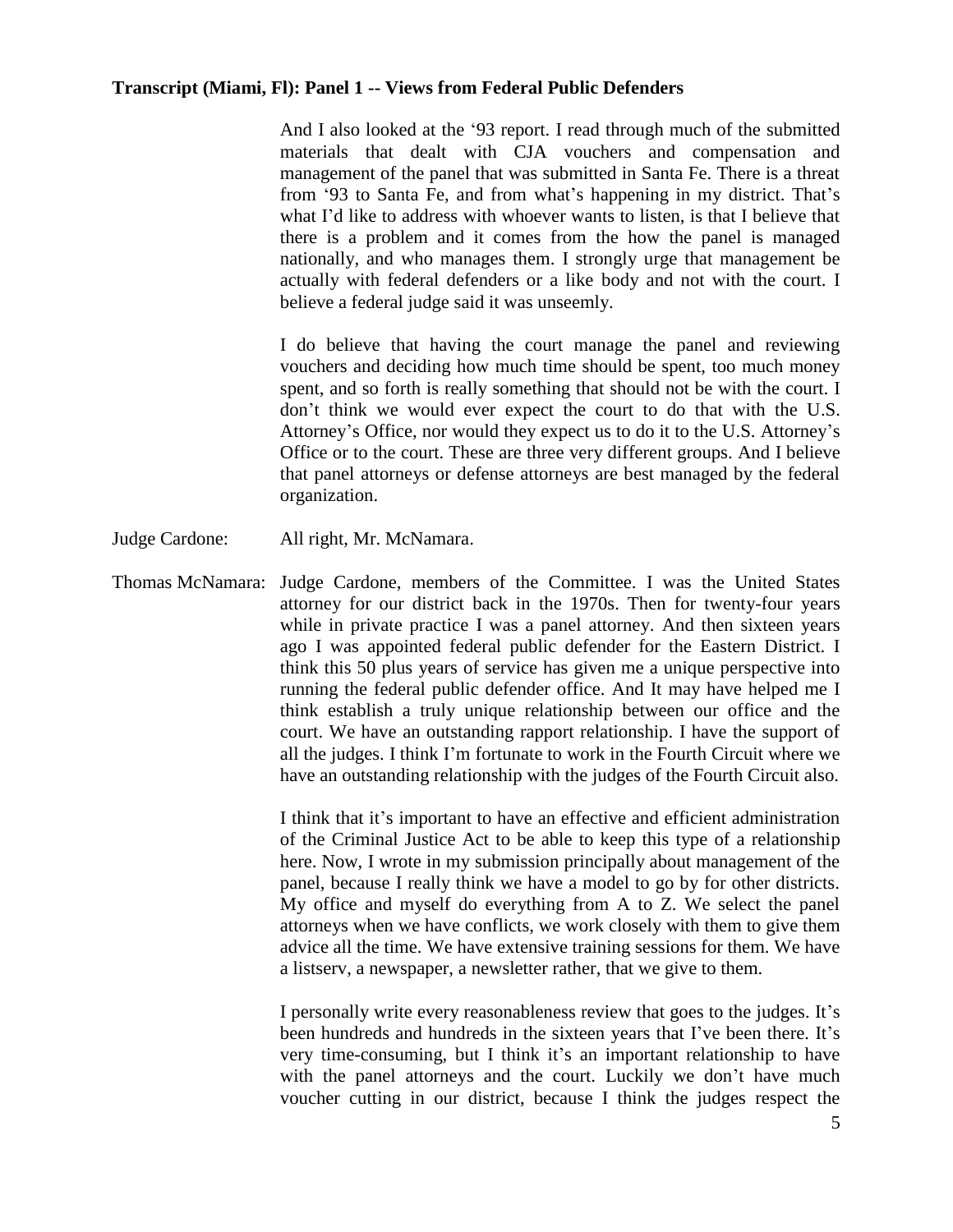**Transcript (Miami, Fl): Panel 1 -- Views from Federal Public Defenders**

And I also looked at the '93 report. I read through much of the submitted materials that dealt with CJA vouchers and compensation and management of the panel that was submitted in Santa Fe. There is a threat from '93 to Santa Fe, and from what's happening in my district. That's what I'd like to address with whoever wants to listen, is that I believe that there is a problem and it comes from the how the panel is managed nationally, and who manages them. I strongly urge that management be actually with federal defenders or a like body and not with the court. I believe a federal judge said it was unseemly.

I do believe that having the court manage the panel and reviewing vouchers and deciding how much time should be spent, too much money spent, and so forth is really something that should not be with the court. I don't think we would ever expect the court to do that with the U.S. Attorney's Office, nor would they expect us to do it to the U.S. Attorney's Office or to the court. These are three very different groups. And I believe that panel attorneys or defense attorneys are best managed by the federal organization.

Judge Cardone: All right, Mr. McNamara.

Thomas McNamara: Judge Cardone, members of the Committee. I was the United States attorney for our district back in the 1970s. Then for twenty-four years while in private practice I was a panel attorney. And then sixteen years ago I was appointed federal public defender for the Eastern District. I think this 50 plus years of service has given me a unique perspective into running the federal public defender office. And It may have helped me I think establish a truly unique relationship between our office and the court. We have an outstanding rapport relationship. I have the support of all the judges. I think I'm fortunate to work in the Fourth Circuit where we have an outstanding relationship with the judges of the Fourth Circuit also.

I think that it's important to have an effective and efficient administration of the Criminal Justice Act to be able to keep this type of a relationship here. Now, I wrote in my submission principally about management of the panel, because I really think we have a model to go by for other districts. My office and myself do everything from A to Z. We select the panel attorneys when we have conflicts, we work closely with them to give them advice all the time. We have extensive training sessions for them. We have a listserv, a newspaper, a newsletter rather, that we give to them.

I personally write every reasonableness review that goes to the judges. It's been hundreds and hundreds in the sixteen years that I've been there. It's very time-consuming, but I think it's an important relationship to have with the panel attorneys and the court. Luckily we don't have much voucher cutting in our district, because I think the judges respect the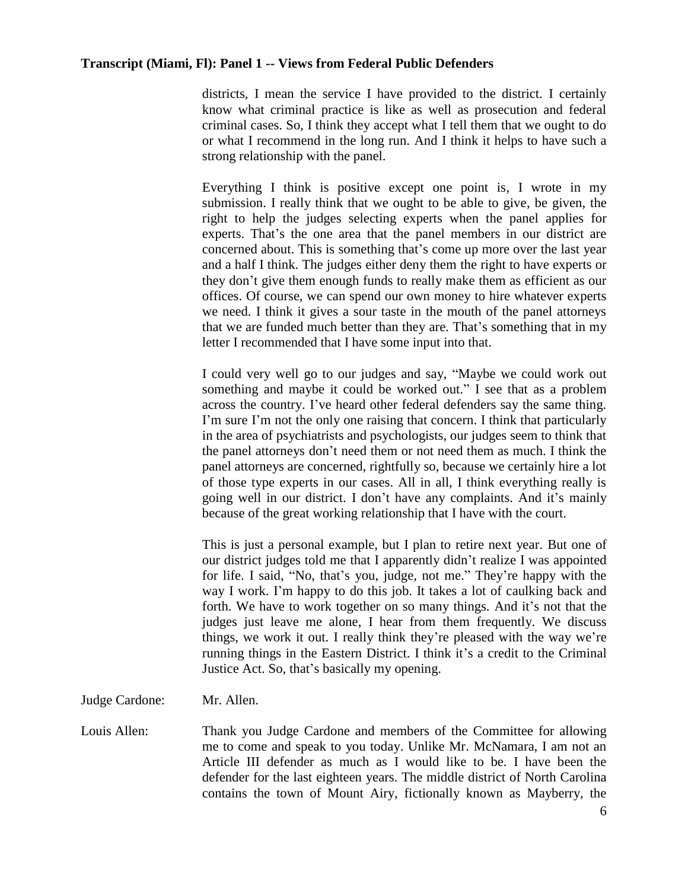districts, I mean the service I have provided to the district. I certainly know what criminal practice is like as well as prosecution and federal criminal cases. So, I think they accept what I tell them that we ought to do or what I recommend in the long run. And I think it helps to have such a strong relationship with the panel.

Everything I think is positive except one point is, I wrote in my submission. I really think that we ought to be able to give, be given, the right to help the judges selecting experts when the panel applies for experts. That's the one area that the panel members in our district are concerned about. This is something that's come up more over the last year and a half I think. The judges either deny them the right to have experts or they don't give them enough funds to really make them as efficient as our offices. Of course, we can spend our own money to hire whatever experts we need. I think it gives a sour taste in the mouth of the panel attorneys that we are funded much better than they are. That's something that in my letter I recommended that I have some input into that.

I could very well go to our judges and say, "Maybe we could work out something and maybe it could be worked out." I see that as a problem across the country. I've heard other federal defenders say the same thing. I'm sure I'm not the only one raising that concern. I think that particularly in the area of psychiatrists and psychologists, our judges seem to think that the panel attorneys don't need them or not need them as much. I think the panel attorneys are concerned, rightfully so, because we certainly hire a lot of those type experts in our cases. All in all, I think everything really is going well in our district. I don't have any complaints. And it's mainly because of the great working relationship that I have with the court.

This is just a personal example, but I plan to retire next year. But one of our district judges told me that I apparently didn't realize I was appointed for life. I said, "No, that's you, judge, not me." They're happy with the way I work. I'm happy to do this job. It takes a lot of caulking back and forth. We have to work together on so many things. And it's not that the judges just leave me alone, I hear from them frequently. We discuss things, we work it out. I really think they're pleased with the way we're running things in the Eastern District. I think it's a credit to the Criminal Justice Act. So, that's basically my opening.

Judge Cardone: Mr. Allen.

Louis Allen: Thank you Judge Cardone and members of the Committee for allowing me to come and speak to you today. Unlike Mr. McNamara, I am not an Article III defender as much as I would like to be. I have been the defender for the last eighteen years. The middle district of North Carolina contains the town of Mount Airy, fictionally known as Mayberry, the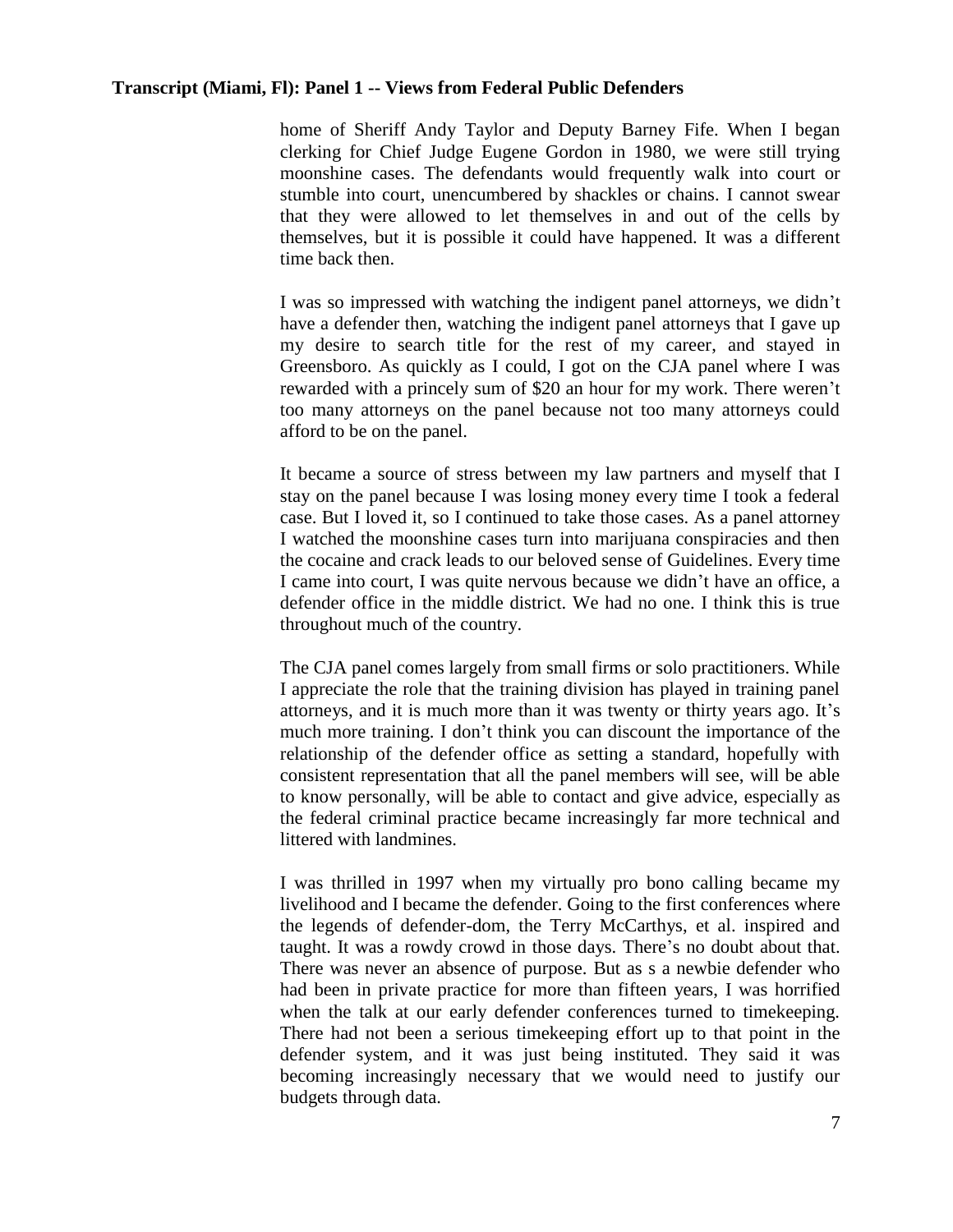home of Sheriff Andy Taylor and Deputy Barney Fife. When I began clerking for Chief Judge Eugene Gordon in 1980, we were still trying moonshine cases. The defendants would frequently walk into court or stumble into court, unencumbered by shackles or chains. I cannot swear that they were allowed to let themselves in and out of the cells by themselves, but it is possible it could have happened. It was a different time back then.

I was so impressed with watching the indigent panel attorneys, we didn't have a defender then, watching the indigent panel attorneys that I gave up my desire to search title for the rest of my career, and stayed in Greensboro. As quickly as I could, I got on the CJA panel where I was rewarded with a princely sum of $20 an hour for my work. There weren't too many attorneys on the panel because not too many attorneys could afford to be on the panel.

It became a source of stress between my law partners and myself that I stay on the panel because I was losing money every time I took a federal case. But I loved it, so I continued to take those cases. As a panel attorney I watched the moonshine cases turn into marijuana conspiracies and then the cocaine and crack leads to our beloved sense of Guidelines. Every time I came into court, I was quite nervous because we didn't have an office, a defender office in the middle district. We had no one. I think this is true throughout much of the country.

The CJA panel comes largely from small firms or solo practitioners. While I appreciate the role that the training division has played in training panel attorneys, and it is much more than it was twenty or thirty years ago. It's much more training. I don't think you can discount the importance of the relationship of the defender office as setting a standard, hopefully with consistent representation that all the panel members will see, will be able to know personally, will be able to contact and give advice, especially as the federal criminal practice became increasingly far more technical and littered with landmines.

I was thrilled in 1997 when my virtually pro bono calling became my livelihood and I became the defender. Going to the first conferences where the legends of defender-dom, the Terry McCarthys, et al. inspired and taught. It was a rowdy crowd in those days. There's no doubt about that. There was never an absence of purpose. But as s a newbie defender who had been in private practice for more than fifteen years, I was horrified when the talk at our early defender conferences turned to timekeeping. There had not been a serious timekeeping effort up to that point in the defender system, and it was just being instituted. They said it was becoming increasingly necessary that we would need to justify our budgets through data.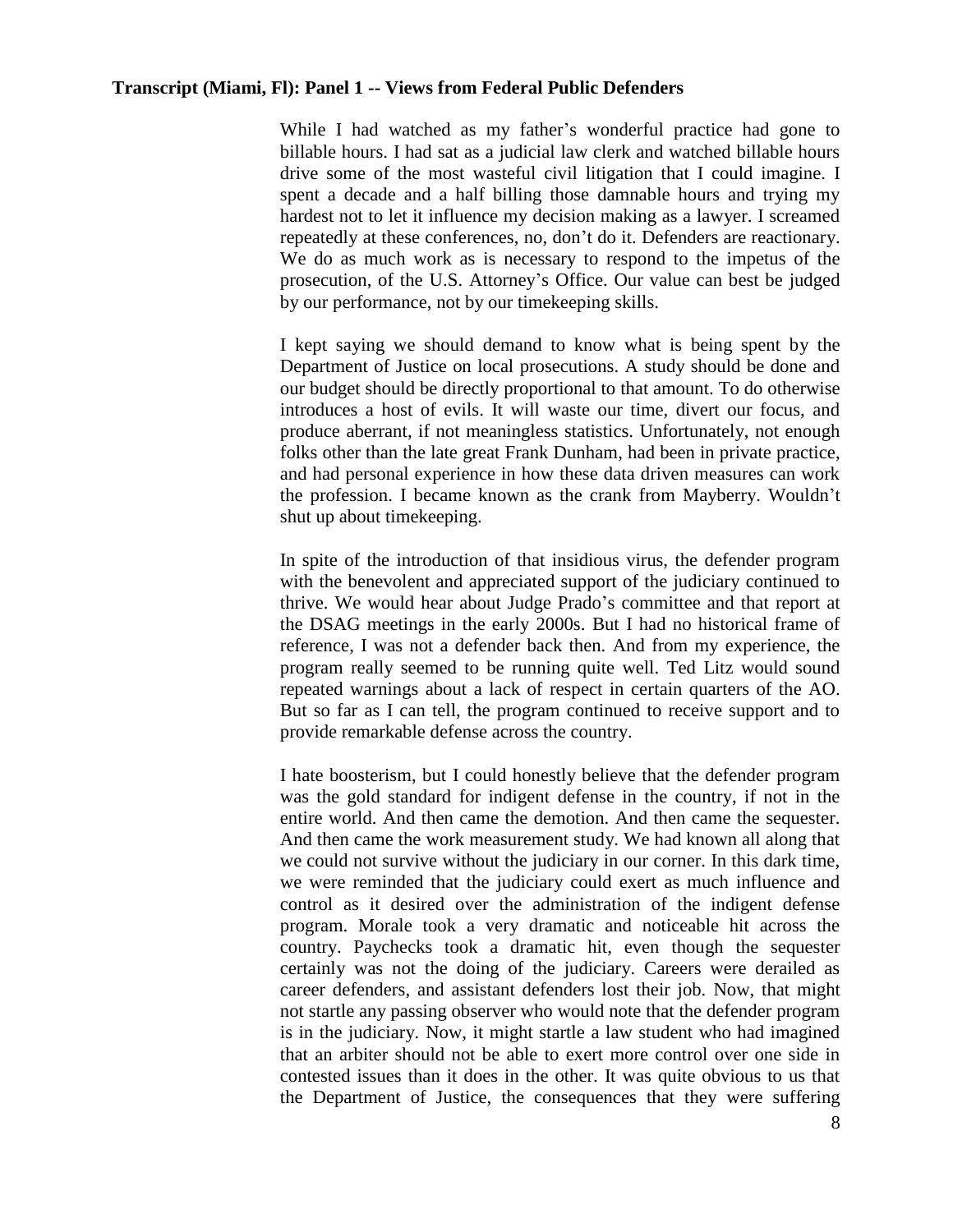**Transcript (Miami, Fl): Panel 1 -- Views from Federal Public Defenders**

While I had watched as my father's wonderful practice had gone to billable hours. I had sat as a judicial law clerk and watched billable hours drive some of the most wasteful civil litigation that I could imagine. I spent a decade and a half billing those damnable hours and trying my hardest not to let it influence my decision making as a lawyer. I screamed repeatedly at these conferences, no, don't do it. Defenders are reactionary. We do as much work as is necessary to respond to the impetus of the prosecution, of the U.S. Attorney's Office. Our value can best be judged by our performance, not by our timekeeping skills.

I kept saying we should demand to know what is being spent by the Department of Justice on local prosecutions. A study should be done and our budget should be directly proportional to that amount. To do otherwise introduces a host of evils. It will waste our time, divert our focus, and produce aberrant, if not meaningless statistics. Unfortunately, not enough folks other than the late great Frank Dunham, had been in private practice, and had personal experience in how these data driven measures can work the profession. I became known as the crank from Mayberry. Wouldn't shut up about timekeeping.

In spite of the introduction of that insidious virus, the defender program with the benevolent and appreciated support of the judiciary continued to thrive. We would hear about Judge Prado's committee and that report at the DSAG meetings in the early 2000s. But I had no historical frame of reference, I was not a defender back then. And from my experience, the program really seemed to be running quite well. Ted Litz would sound repeated warnings about a lack of respect in certain quarters of the AO. But so far as I can tell, the program continued to receive support and to provide remarkable defense across the country.

I hate boosterism, but I could honestly believe that the defender program was the gold standard for indigent defense in the country, if not in the entire world. And then came the demotion. And then came the sequester. And then came the work measurement study. We had known all along that we could not survive without the judiciary in our corner. In this dark time, we were reminded that the judiciary could exert as much influence and control as it desired over the administration of the indigent defense program. Morale took a very dramatic and noticeable hit across the country. Paychecks took a dramatic hit, even though the sequester certainly was not the doing of the judiciary. Careers were derailed as career defenders, and assistant defenders lost their job. Now, that might not startle any passing observer who would note that the defender program is in the judiciary. Now, it might startle a law student who had imagined that an arbiter should not be able to exert more control over one side in contested issues than it does in the other. It was quite obvious to us that the Department of Justice, the consequences that they were suffering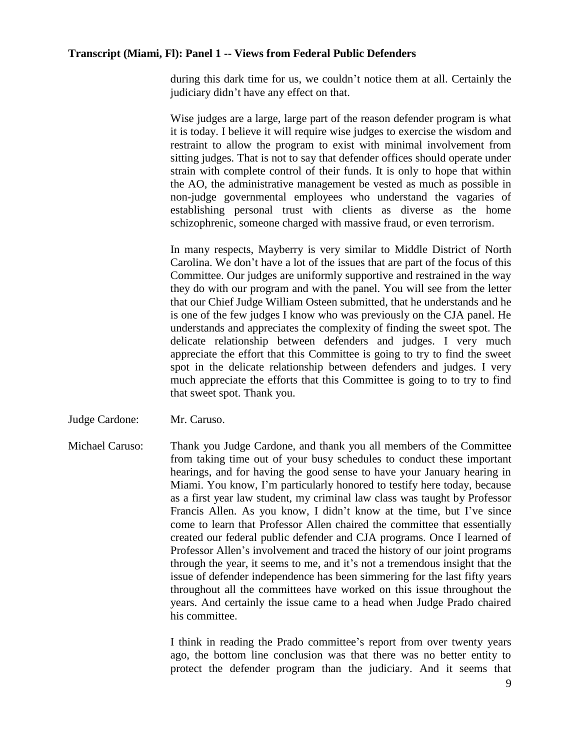during this dark time for us, we couldn't notice them at all. Certainly the judiciary didn't have any effect on that.

Wise judges are a large, large part of the reason defender program is what it is today. I believe it will require wise judges to exercise the wisdom and restraint to allow the program to exist with minimal involvement from sitting judges. That is not to say that defender offices should operate under strain with complete control of their funds. It is only to hope that within the AO, the administrative management be vested as much as possible in non-judge governmental employees who understand the vagaries of establishing personal trust with clients as diverse as the home schizophrenic, someone charged with massive fraud, or even terrorism.

In many respects, Mayberry is very similar to Middle District of North Carolina. We don't have a lot of the issues that are part of the focus of this Committee. Our judges are uniformly supportive and restrained in the way they do with our program and with the panel. You will see from the letter that our Chief Judge William Osteen submitted, that he understands and he is one of the few judges I know who was previously on the CJA panel. He understands and appreciates the complexity of finding the sweet spot. The delicate relationship between defenders and judges. I very much appreciate the effort that this Committee is going to try to find the sweet spot in the delicate relationship between defenders and judges. I very much appreciate the efforts that this Committee is going to to try to find that sweet spot. Thank you.

Judge Cardone: Mr. Caruso.

Michael Caruso: Thank you Judge Cardone, and thank you all members of the Committee from taking time out of your busy schedules to conduct these important hearings, and for having the good sense to have your January hearing in Miami. You know, I'm particularly honored to testify here today, because as a first year law student, my criminal law class was taught by Professor Francis Allen. As you know, I didn't know at the time, but I've since come to learn that Professor Allen chaired the committee that essentially created our federal public defender and CJA programs. Once I learned of Professor Allen's involvement and traced the history of our joint programs through the year, it seems to me, and it's not a tremendous insight that the issue of defender independence has been simmering for the last fifty years throughout all the committees have worked on this issue throughout the years. And certainly the issue came to a head when Judge Prado chaired his committee.

I think in reading the Prado committee's report from over twenty years ago, the bottom line conclusion was that there was no better entity to protect the defender program than the judiciary. And it seems that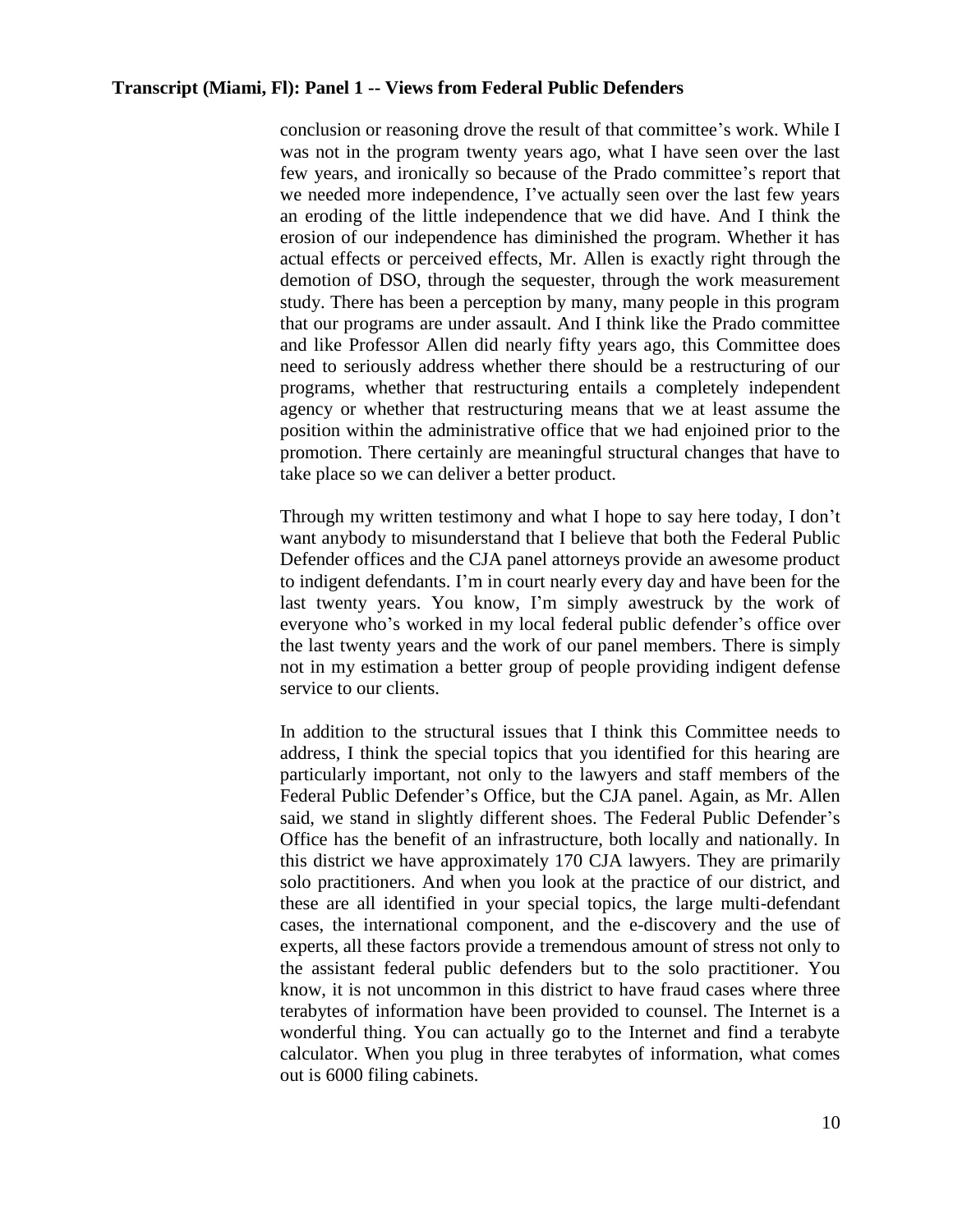conclusion or reasoning drove the result of that committee's work. While I was not in the program twenty years ago, what I have seen over the last few years, and ironically so because of the Prado committee's report that we needed more independence, I've actually seen over the last few years an eroding of the little independence that we did have. And I think the erosion of our independence has diminished the program. Whether it has actual effects or perceived effects, Mr. Allen is exactly right through the demotion of DSO, through the sequester, through the work measurement study. There has been a perception by many, many people in this program that our programs are under assault. And I think like the Prado committee and like Professor Allen did nearly fifty years ago, this Committee does need to seriously address whether there should be a restructuring of our programs, whether that restructuring entails a completely independent agency or whether that restructuring means that we at least assume the position within the administrative office that we had enjoined prior to the promotion. There certainly are meaningful structural changes that have to take place so we can deliver a better product.

Through my written testimony and what I hope to say here today, I don't want anybody to misunderstand that I believe that both the Federal Public Defender offices and the CJA panel attorneys provide an awesome product to indigent defendants. I'm in court nearly every day and have been for the last twenty years. You know, I'm simply awestruck by the work of everyone who's worked in my local federal public defender's office over the last twenty years and the work of our panel members. There is simply not in my estimation a better group of people providing indigent defense service to our clients.

In addition to the structural issues that I think this Committee needs to address, I think the special topics that you identified for this hearing are particularly important, not only to the lawyers and staff members of the Federal Public Defender's Office, but the CJA panel. Again, as Mr. Allen said, we stand in slightly different shoes. The Federal Public Defender's Office has the benefit of an infrastructure, both locally and nationally. In this district we have approximately 170 CJA lawyers. They are primarily solo practitioners. And when you look at the practice of our district, and these are all identified in your special topics, the large multi-defendant cases, the international component, and the e-discovery and the use of experts, all these factors provide a tremendous amount of stress not only to the assistant federal public defenders but to the solo practitioner. You know, it is not uncommon in this district to have fraud cases where three terabytes of information have been provided to counsel. The Internet is a wonderful thing. You can actually go to the Internet and find a terabyte calculator. When you plug in three terabytes of information, what comes out is 6000 filing cabinets.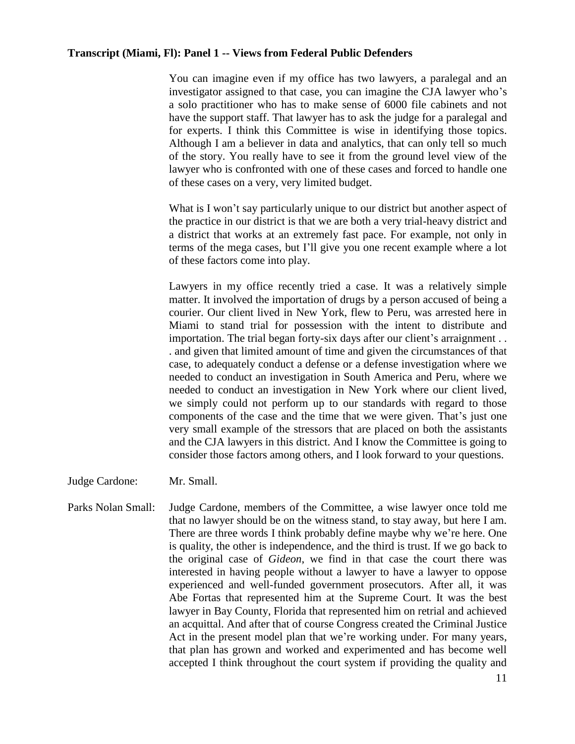**Transcript (Miami, Fl): Panel 1 -- Views from Federal Public Defenders**

You can imagine even if my office has two lawyers, a paralegal and an investigator assigned to that case, you can imagine the CJA lawyer who's a solo practitioner who has to make sense of 6000 file cabinets and not have the support staff. That lawyer has to ask the judge for a paralegal and for experts. I think this Committee is wise in identifying those topics. Although I am a believer in data and analytics, that can only tell so much of the story. You really have to see it from the ground level view of the lawyer who is confronted with one of these cases and forced to handle one of these cases on a very, very limited budget.

What is I won't say particularly unique to our district but another aspect of the practice in our district is that we are both a very trial-heavy district and a district that works at an extremely fast pace. For example, not only in terms of the mega cases, but I'll give you one recent example where a lot of these factors come into play.

Lawyers in my office recently tried a case. It was a relatively simple matter. It involved the importation of drugs by a person accused of being a courier. Our client lived in New York, flew to Peru, was arrested here in Miami to stand trial for possession with the intent to distribute and importation. The trial began forty-six days after our client's arraignment . . . and given that limited amount of time and given the circumstances of that case, to adequately conduct a defense or a defense investigation where we needed to conduct an investigation in South America and Peru, where we needed to conduct an investigation in New York where our client lived, we simply could not perform up to our standards with regard to those components of the case and the time that we were given. That's just one very small example of the stressors that are placed on both the assistants and the CJA lawyers in this district. And I know the Committee is going to consider those factors among others, and I look forward to your questions.

Judge Cardone: Mr. Small.

Parks Nolan Small: Judge Cardone, members of the Committee, a wise lawyer once told me that no lawyer should be on the witness stand, to stay away, but here I am. There are three words I think probably define maybe why we're here. One is quality, the other is independence, and the third is trust. If we go back to the original case of *Gideon*, we find in that case the court there was interested in having people without a lawyer to have a lawyer to oppose experienced and well-funded government prosecutors. After all, it was Abe Fortas that represented him at the Supreme Court. It was the best lawyer in Bay County, Florida that represented him on retrial and achieved an acquittal. And after that of course Congress created the Criminal Justice Act in the present model plan that we're working under. For many years, that plan has grown and worked and experimented and has become well accepted I think throughout the court system if providing the quality and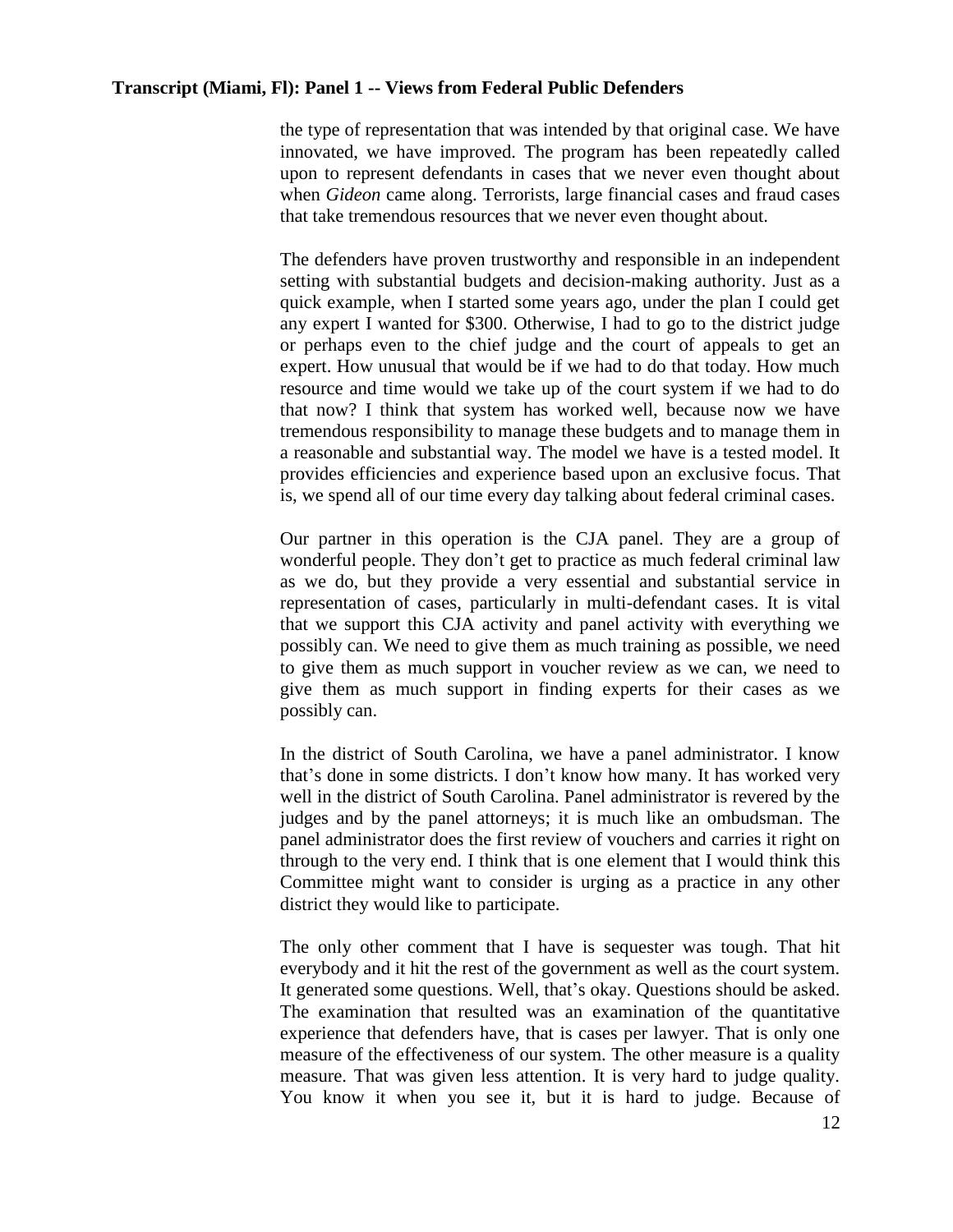the type of representation that was intended by that original case. We have innovated, we have improved. The program has been repeatedly called upon to represent defendants in cases that we never even thought about when *Gideon* came along. Terrorists, large financial cases and fraud cases that take tremendous resources that we never even thought about.

The defenders have proven trustworthy and responsible in an independent setting with substantial budgets and decision-making authority. Just as a quick example, when I started some years ago, under the plan I could get any expert I wanted for $300. Otherwise, I had to go to the district judge or perhaps even to the chief judge and the court of appeals to get an expert. How unusual that would be if we had to do that today. How much resource and time would we take up of the court system if we had to do that now? I think that system has worked well, because now we have tremendous responsibility to manage these budgets and to manage them in a reasonable and substantial way. The model we have is a tested model. It provides efficiencies and experience based upon an exclusive focus. That is, we spend all of our time every day talking about federal criminal cases.

Our partner in this operation is the CJA panel. They are a group of wonderful people. They don't get to practice as much federal criminal law as we do, but they provide a very essential and substantial service in representation of cases, particularly in multi-defendant cases. It is vital that we support this CJA activity and panel activity with everything we possibly can. We need to give them as much training as possible, we need to give them as much support in voucher review as we can, we need to give them as much support in finding experts for their cases as we possibly can.

In the district of South Carolina, we have a panel administrator. I know that's done in some districts. I don't know how many. It has worked very well in the district of South Carolina. Panel administrator is revered by the judges and by the panel attorneys; it is much like an ombudsman. The panel administrator does the first review of vouchers and carries it right on through to the very end. I think that is one element that I would think this Committee might want to consider is urging as a practice in any other district they would like to participate.

The only other comment that I have is sequester was tough. That hit everybody and it hit the rest of the government as well as the court system. It generated some questions. Well, that's okay. Questions should be asked. The examination that resulted was an examination of the quantitative experience that defenders have, that is cases per lawyer. That is only one measure of the effectiveness of our system. The other measure is a quality measure. That was given less attention. It is very hard to judge quality. You know it when you see it, but it is hard to judge. Because of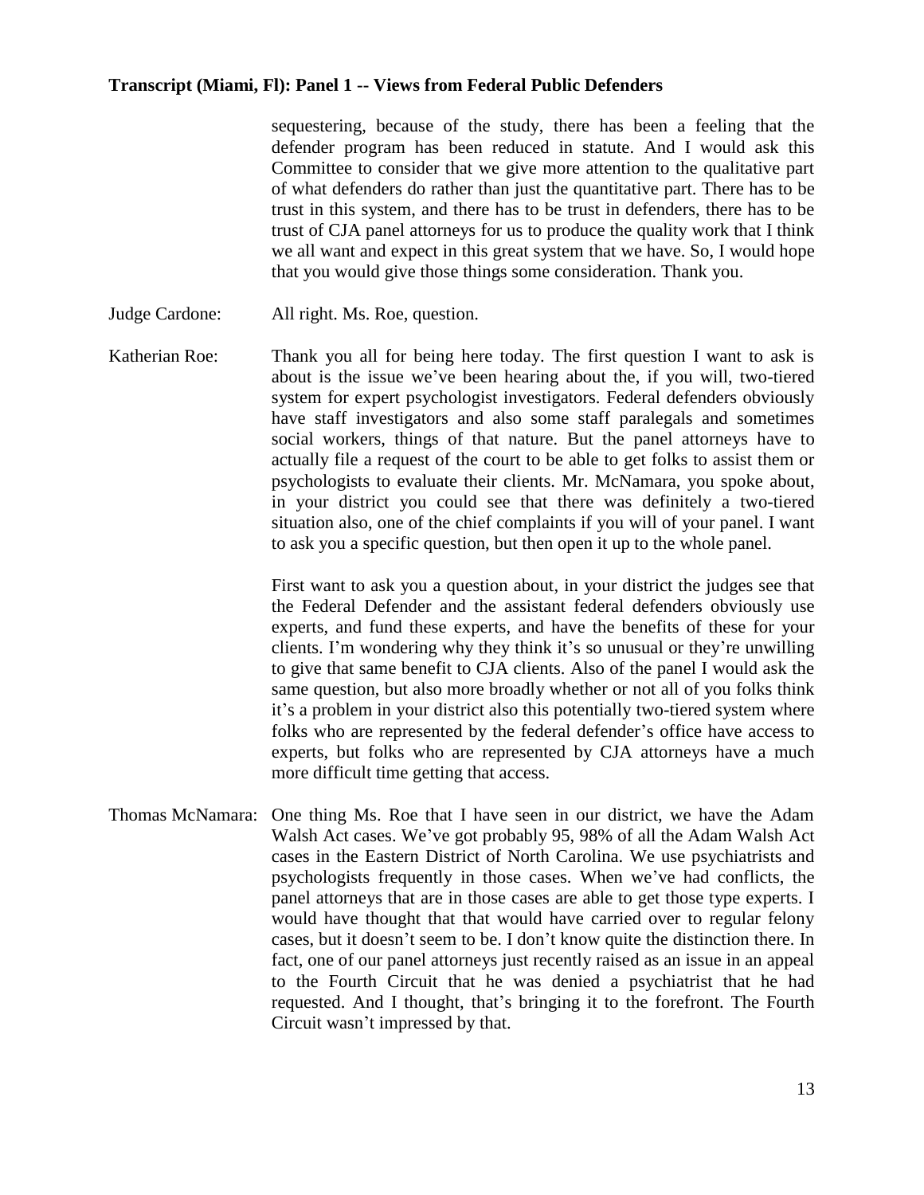sequestering, because of the study, there has been a feeling that the defender program has been reduced in statute. And I would ask this Committee to consider that we give more attention to the qualitative part of what defenders do rather than just the quantitative part. There has to be trust in this system, and there has to be trust in defenders, there has to be trust of CJA panel attorneys for us to produce the quality work that I think we all want and expect in this great system that we have. So, I would hope that you would give those things some consideration. Thank you.

Judge Cardone: All right. Ms. Roe, question.

Katherian Roe: Thank you all for being here today. The first question I want to ask is about is the issue we've been hearing about the, if you will, two-tiered system for expert psychologist investigators. Federal defenders obviously have staff investigators and also some staff paralegals and sometimes social workers, things of that nature. But the panel attorneys have to actually file a request of the court to be able to get folks to assist them or psychologists to evaluate their clients. Mr. McNamara, you spoke about, in your district you could see that there was definitely a two-tiered situation also, one of the chief complaints if you will of your panel. I want to ask you a specific question, but then open it up to the whole panel.

First want to ask you a question about, in your district the judges see that the Federal Defender and the assistant federal defenders obviously use experts, and fund these experts, and have the benefits of these for your clients. I'm wondering why they think it's so unusual or they're unwilling to give that same benefit to CJA clients. Also of the panel I would ask the same question, but also more broadly whether or not all of you folks think it's a problem in your district also this potentially two-tiered system where folks who are represented by the federal defender's office have access to experts, but folks who are represented by CJA attorneys have a much more difficult time getting that access.

Thomas McNamara: One thing Ms. Roe that I have seen in our district, we have the Adam Walsh Act cases. We've got probably 95, 98% of all the Adam Walsh Act cases in the Eastern District of North Carolina. We use psychiatrists and psychologists frequently in those cases. When we've had conflicts, the panel attorneys that are in those cases are able to get those type experts. I would have thought that that would have carried over to regular felony cases, but it doesn't seem to be. I don't know quite the distinction there. In fact, one of our panel attorneys just recently raised as an issue in an appeal to the Fourth Circuit that he was denied a psychiatrist that he had requested. And I thought, that's bringing it to the forefront. The Fourth Circuit wasn't impressed by that.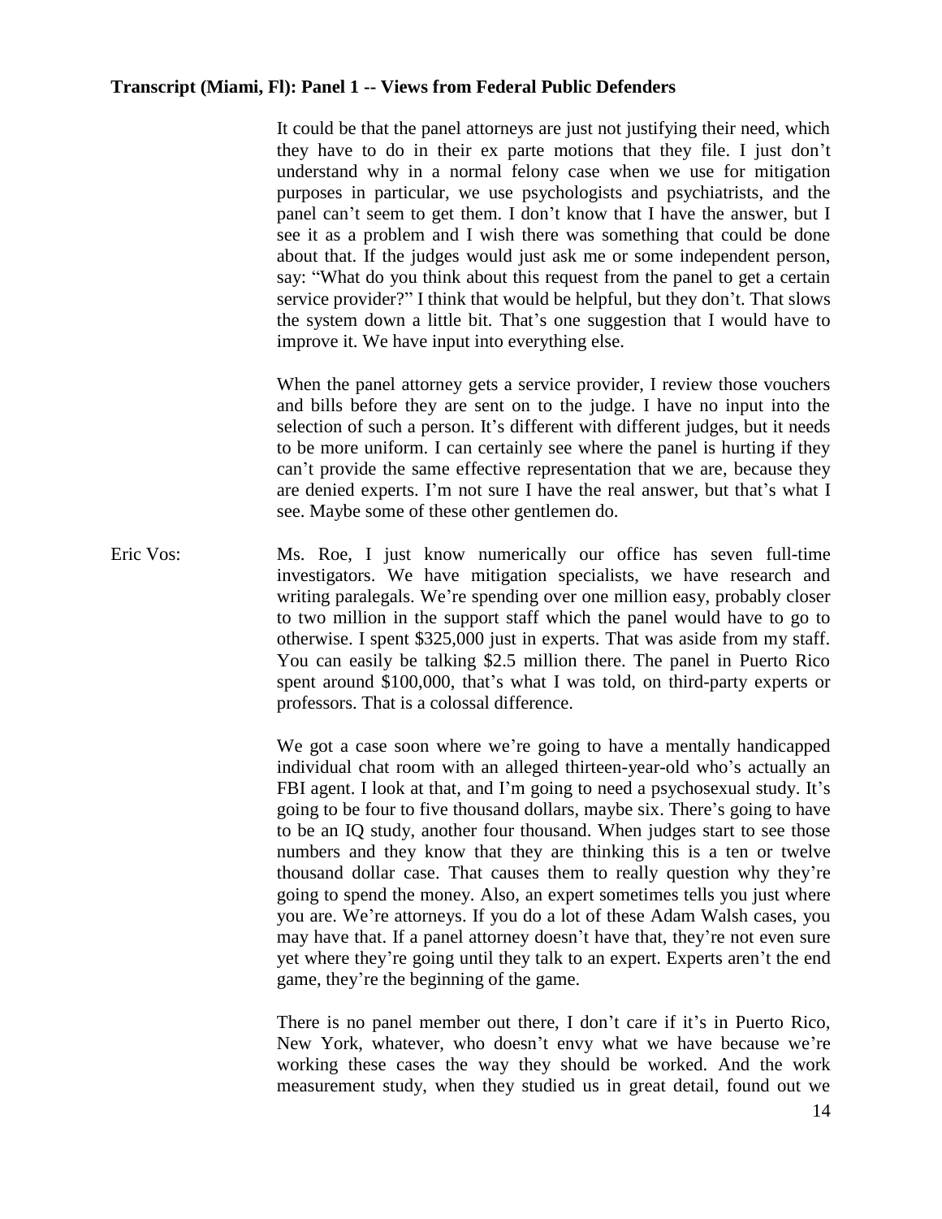**Transcript (Miami, Fl): Panel 1 -- Views from Federal Public Defenders**

It could be that the panel attorneys are just not justifying their need, which they have to do in their ex parte motions that they file. I just don't understand why in a normal felony case when we use for mitigation purposes in particular, we use psychologists and psychiatrists, and the panel can't seem to get them. I don't know that I have the answer, but I see it as a problem and I wish there was something that could be done about that. If the judges would just ask me or some independent person, say: "What do you think about this request from the panel to get a certain service provider?" I think that would be helpful, but they don't. That slows the system down a little bit. That's one suggestion that I would have to improve it. We have input into everything else.

When the panel attorney gets a service provider, I review those vouchers and bills before they are sent on to the judge. I have no input into the selection of such a person. It's different with different judges, but it needs to be more uniform. I can certainly see where the panel is hurting if they can't provide the same effective representation that we are, because they are denied experts. I'm not sure I have the real answer, but that's what I see. Maybe some of these other gentlemen do.

Eric Vos: Ms. Roe, I just know numerically our office has seven full-time investigators. We have mitigation specialists, we have research and writing paralegals. We're spending over one million easy, probably closer to two million in the support staff which the panel would have to go to otherwise. I spent $325,000 just in experts. That was aside from my staff. You can easily be talking $2.5 million there. The panel in Puerto Rico spent around $100,000, that's what I was told, on third-party experts or professors. That is a colossal difference.

We got a case soon where we're going to have a mentally handicapped individual chat room with an alleged thirteen-year-old who's actually an FBI agent. I look at that, and I'm going to need a psychosexual study. It's going to be four to five thousand dollars, maybe six. There's going to have to be an IQ study, another four thousand. When judges start to see those numbers and they know that they are thinking this is a ten or twelve thousand dollar case. That causes them to really question why they're going to spend the money. Also, an expert sometimes tells you just where you are. We're attorneys. If you do a lot of these Adam Walsh cases, you may have that. If a panel attorney doesn't have that, they're not even sure yet where they're going until they talk to an expert. Experts aren't the end game, they're the beginning of the game.

There is no panel member out there, I don't care if it's in Puerto Rico, New York, whatever, who doesn't envy what we have because we're working these cases the way they should be worked. And the work measurement study, when they studied us in great detail, found out we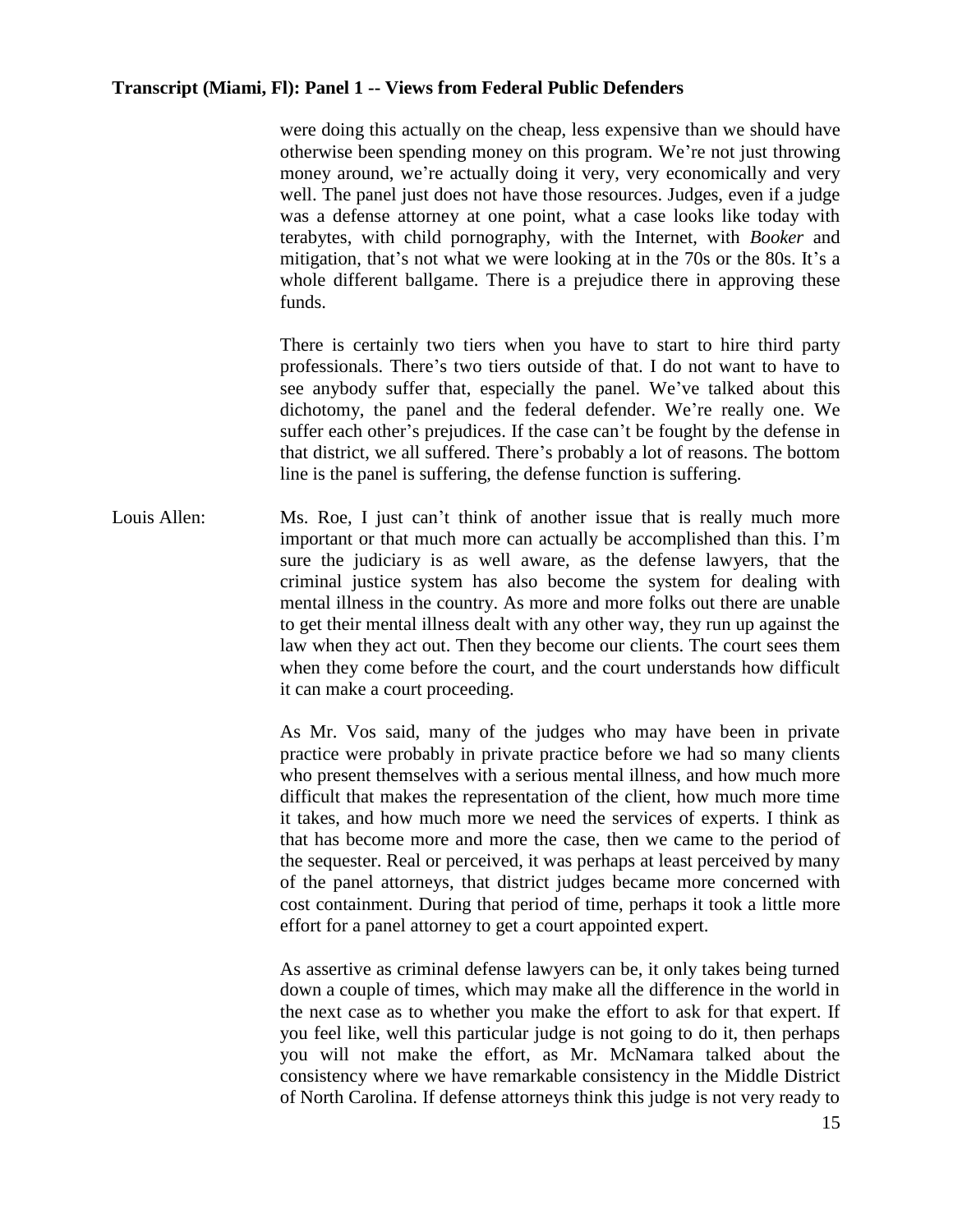were doing this actually on the cheap, less expensive than we should have otherwise been spending money on this program. We're not just throwing money around, we're actually doing it very, very economically and very well. The panel just does not have those resources. Judges, even if a judge was a defense attorney at one point, what a case looks like today with terabytes, with child pornography, with the Internet, with *Booker* and mitigation, that's not what we were looking at in the 70s or the 80s. It's a whole different ballgame. There is a prejudice there in approving these funds.

There is certainly two tiers when you have to start to hire third party professionals. There's two tiers outside of that. I do not want to have to see anybody suffer that, especially the panel. We've talked about this dichotomy, the panel and the federal defender. We're really one. We suffer each other's prejudices. If the case can't be fought by the defense in that district, we all suffered. There's probably a lot of reasons. The bottom line is the panel is suffering, the defense function is suffering.

Louis Allen: Ms. Roe, I just can't think of another issue that is really much more important or that much more can actually be accomplished than this. I'm sure the judiciary is as well aware, as the defense lawyers, that the criminal justice system has also become the system for dealing with mental illness in the country. As more and more folks out there are unable to get their mental illness dealt with any other way, they run up against the law when they act out. Then they become our clients. The court sees them when they come before the court, and the court understands how difficult it can make a court proceeding.

As Mr. Vos said, many of the judges who may have been in private practice were probably in private practice before we had so many clients who present themselves with a serious mental illness, and how much more difficult that makes the representation of the client, how much more time it takes, and how much more we need the services of experts. I think as that has become more and more the case, then we came to the period of the sequester. Real or perceived, it was perhaps at least perceived by many of the panel attorneys, that district judges became more concerned with cost containment. During that period of time, perhaps it took a little more effort for a panel attorney to get a court appointed expert.

As assertive as criminal defense lawyers can be, it only takes being turned down a couple of times, which may make all the difference in the world in the next case as to whether you make the effort to ask for that expert. If you feel like, well this particular judge is not going to do it, then perhaps you will not make the effort, as Mr. McNamara talked about the consistency where we have remarkable consistency in the Middle District of North Carolina. If defense attorneys think this judge is not very ready to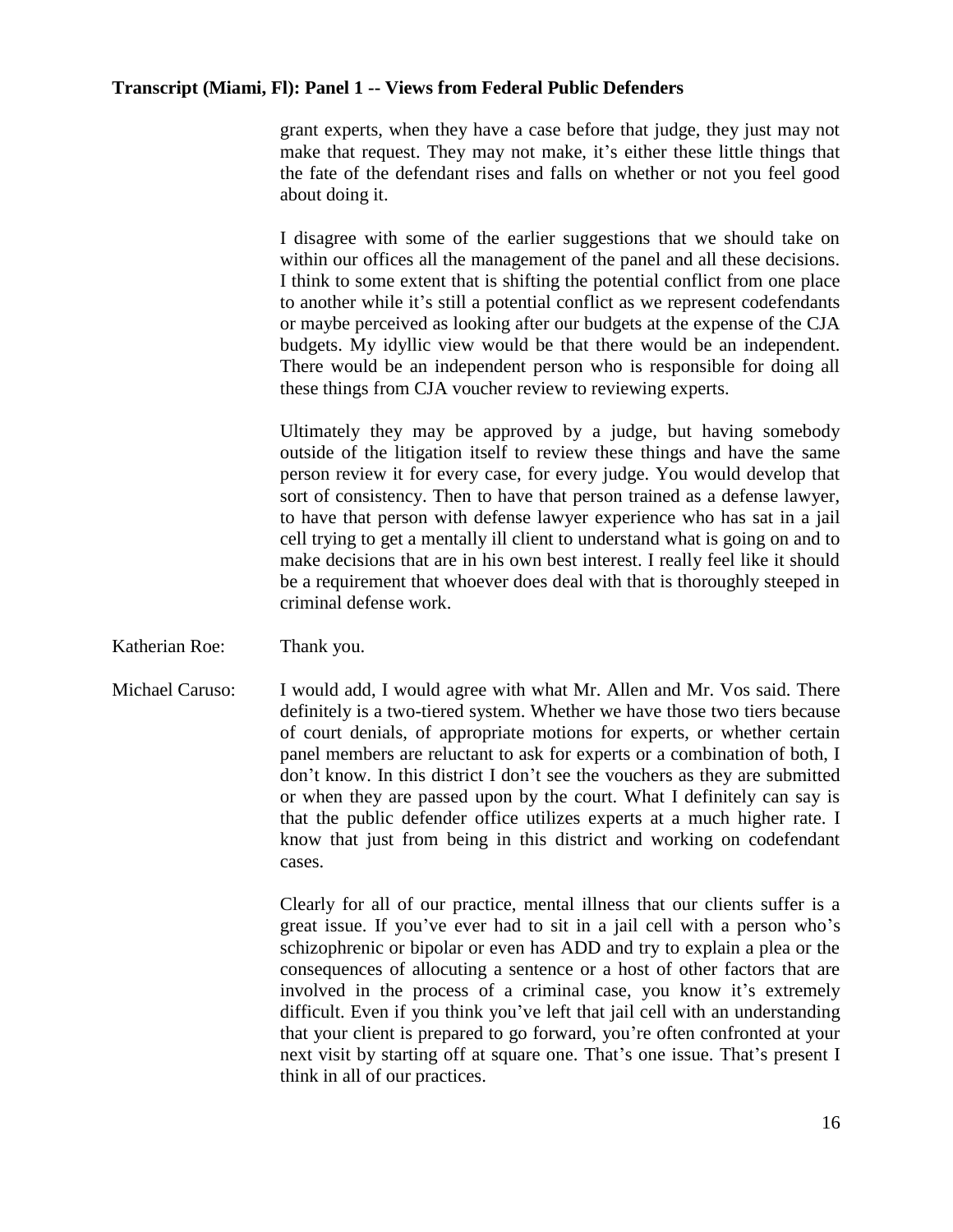grant experts, when they have a case before that judge, they just may not make that request. They may not make, it's either these little things that the fate of the defendant rises and falls on whether or not you feel good about doing it.

I disagree with some of the earlier suggestions that we should take on within our offices all the management of the panel and all these decisions. I think to some extent that is shifting the potential conflict from one place to another while it's still a potential conflict as we represent codefendants or maybe perceived as looking after our budgets at the expense of the CJA budgets. My idyllic view would be that there would be an independent. There would be an independent person who is responsible for doing all these things from CJA voucher review to reviewing experts.

Ultimately they may be approved by a judge, but having somebody outside of the litigation itself to review these things and have the same person review it for every case, for every judge. You would develop that sort of consistency. Then to have that person trained as a defense lawyer, to have that person with defense lawyer experience who has sat in a jail cell trying to get a mentally ill client to understand what is going on and to make decisions that are in his own best interest. I really feel like it should be a requirement that whoever does deal with that is thoroughly steeped in criminal defense work.

Katherian Roe: Thank you.

Michael Caruso: I would add, I would agree with what Mr. Allen and Mr. Vos said. There definitely is a two-tiered system. Whether we have those two tiers because of court denials, of appropriate motions for experts, or whether certain panel members are reluctant to ask for experts or a combination of both, I don't know. In this district I don't see the vouchers as they are submitted or when they are passed upon by the court. What I definitely can say is that the public defender office utilizes experts at a much higher rate. I know that just from being in this district and working on codefendant cases.

Clearly for all of our practice, mental illness that our clients suffer is a great issue. If you've ever had to sit in a jail cell with a person who's schizophrenic or bipolar or even has ADD and try to explain a plea or the consequences of allocuting a sentence or a host of other factors that are involved in the process of a criminal case, you know it's extremely difficult. Even if you think you've left that jail cell with an understanding that your client is prepared to go forward, you're often confronted at your next visit by starting off at square one. That's one issue. That's present I think in all of our practices.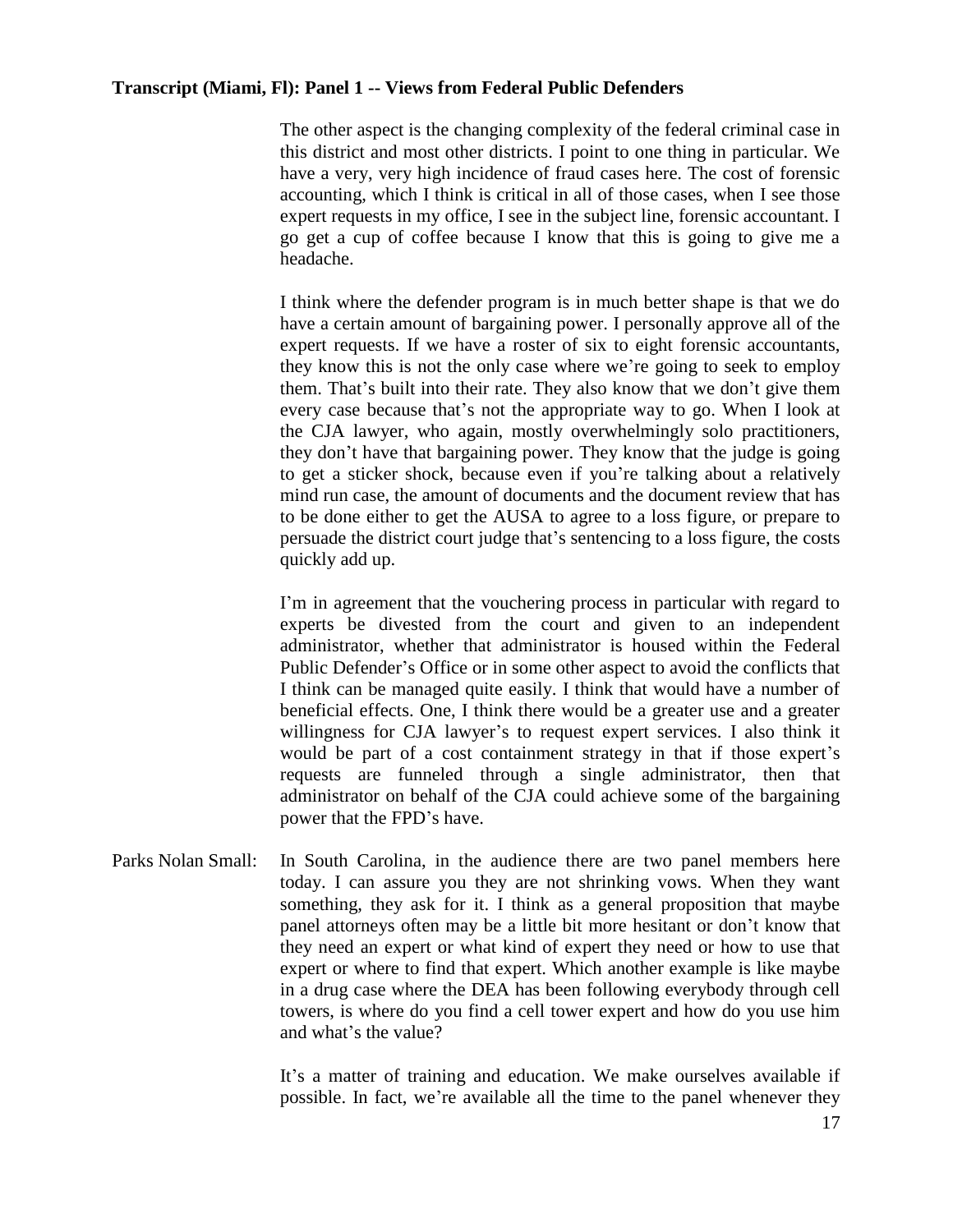**Transcript (Miami, Fl): Panel 1 -- Views from Federal Public Defenders**

The other aspect is the changing complexity of the federal criminal case in this district and most other districts. I point to one thing in particular. We have a very, very high incidence of fraud cases here. The cost of forensic accounting, which I think is critical in all of those cases, when I see those expert requests in my office, I see in the subject line, forensic accountant. I go get a cup of coffee because I know that this is going to give me a headache.

I think where the defender program is in much better shape is that we do have a certain amount of bargaining power. I personally approve all of the expert requests. If we have a roster of six to eight forensic accountants, they know this is not the only case where we're going to seek to employ them. That's built into their rate. They also know that we don't give them every case because that's not the appropriate way to go. When I look at the CJA lawyer, who again, mostly overwhelmingly solo practitioners, they don't have that bargaining power. They know that the judge is going to get a sticker shock, because even if you're talking about a relatively mind run case, the amount of documents and the document review that has to be done either to get the AUSA to agree to a loss figure, or prepare to persuade the district court judge that's sentencing to a loss figure, the costs quickly add up.

I'm in agreement that the vouchering process in particular with regard to experts be divested from the court and given to an independent administrator, whether that administrator is housed within the Federal Public Defender's Office or in some other aspect to avoid the conflicts that I think can be managed quite easily. I think that would have a number of beneficial effects. One, I think there would be a greater use and a greater willingness for CJA lawyer's to request expert services. I also think it would be part of a cost containment strategy in that if those expert's requests are funneled through a single administrator, then that administrator on behalf of the CJA could achieve some of the bargaining power that the FPD's have.

Parks Nolan Small: In South Carolina, in the audience there are two panel members here today. I can assure you they are not shrinking vows. When they want something, they ask for it. I think as a general proposition that maybe panel attorneys often may be a little bit more hesitant or don't know that they need an expert or what kind of expert they need or how to use that expert or where to find that expert. Which another example is like maybe in a drug case where the DEA has been following everybody through cell towers, is where do you find a cell tower expert and how do you use him and what's the value?

It's a matter of training and education. We make ourselves available if possible. In fact, we're available all the time to the panel whenever they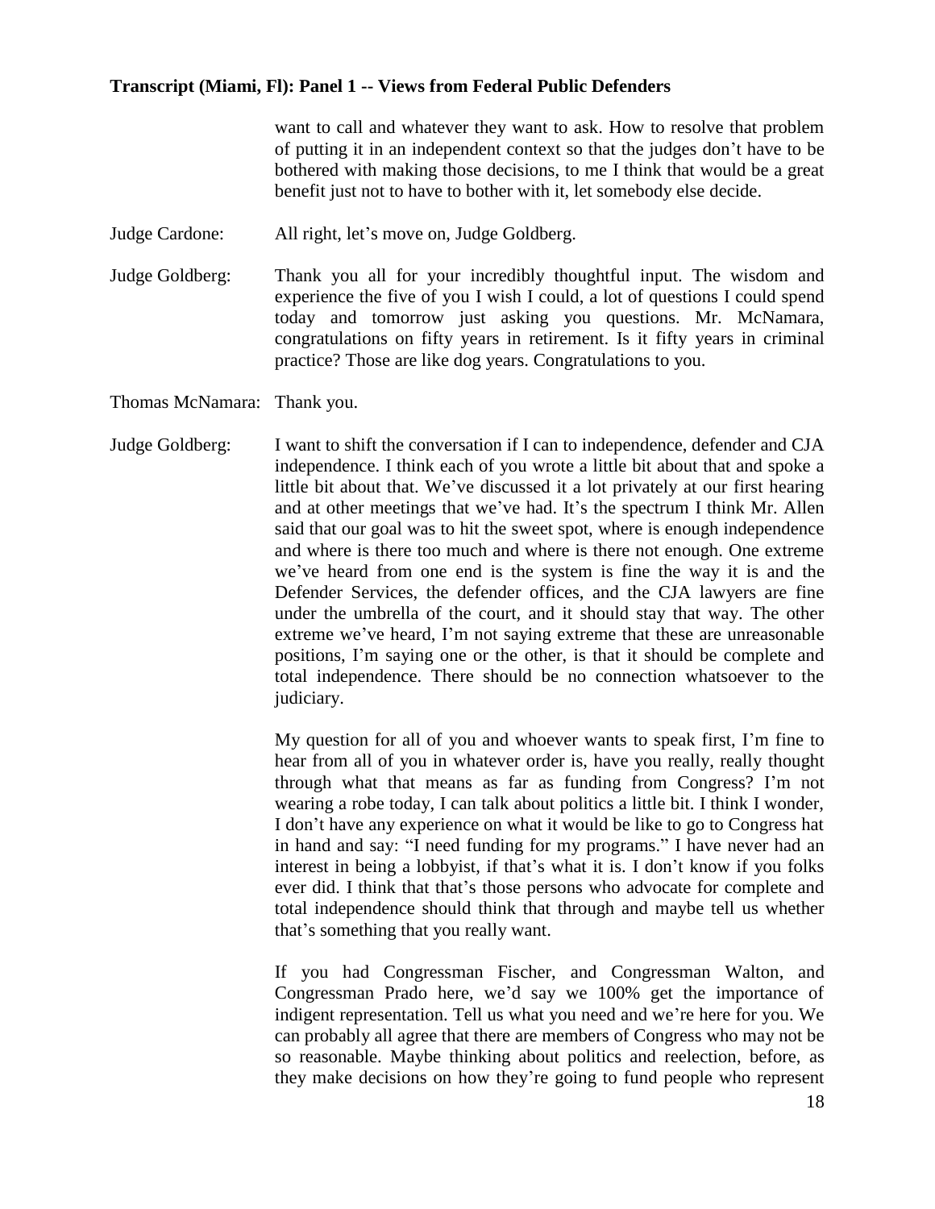want to call and whatever they want to ask. How to resolve that problem of putting it in an independent context so that the judges don't have to be bothered with making those decisions, to me I think that would be a great benefit just not to have to bother with it, let somebody else decide.

Judge Cardone: All right, let's move on, Judge Goldberg.

Judge Goldberg: Thank you all for your incredibly thoughtful input. The wisdom and experience the five of you I wish I could, a lot of questions I could spend today and tomorrow just asking you questions. Mr. McNamara, congratulations on fifty years in retirement. Is it fifty years in criminal practice? Those are like dog years. Congratulations to you.

Thomas McNamara: Thank you.

Judge Goldberg: I want to shift the conversation if I can to independence, defender and CJA independence. I think each of you wrote a little bit about that and spoke a little bit about that. We've discussed it a lot privately at our first hearing and at other meetings that we've had. It's the spectrum I think Mr. Allen said that our goal was to hit the sweet spot, where is enough independence and where is there too much and where is there not enough. One extreme we've heard from one end is the system is fine the way it is and the Defender Services, the defender offices, and the CJA lawyers are fine under the umbrella of the court, and it should stay that way. The other extreme we've heard, I'm not saying extreme that these are unreasonable positions, I'm saying one or the other, is that it should be complete and total independence. There should be no connection whatsoever to the judiciary.

My question for all of you and whoever wants to speak first, I'm fine to hear from all of you in whatever order is, have you really, really thought through what that means as far as funding from Congress? I'm not wearing a robe today, I can talk about politics a little bit. I think I wonder, I don't have any experience on what it would be like to go to Congress hat in hand and say: "I need funding for my programs." I have never had an interest in being a lobbyist, if that's what it is. I don't know if you folks ever did. I think that that's those persons who advocate for complete and total independence should think that through and maybe tell us whether that's something that you really want.

If you had Congressman Fischer, and Congressman Walton, and Congressman Prado here, we'd say we 100% get the importance of indigent representation. Tell us what you need and we're here for you. We can probably all agree that there are members of Congress who may not be so reasonable. Maybe thinking about politics and reelection, before, as they make decisions on how they're going to fund people who represent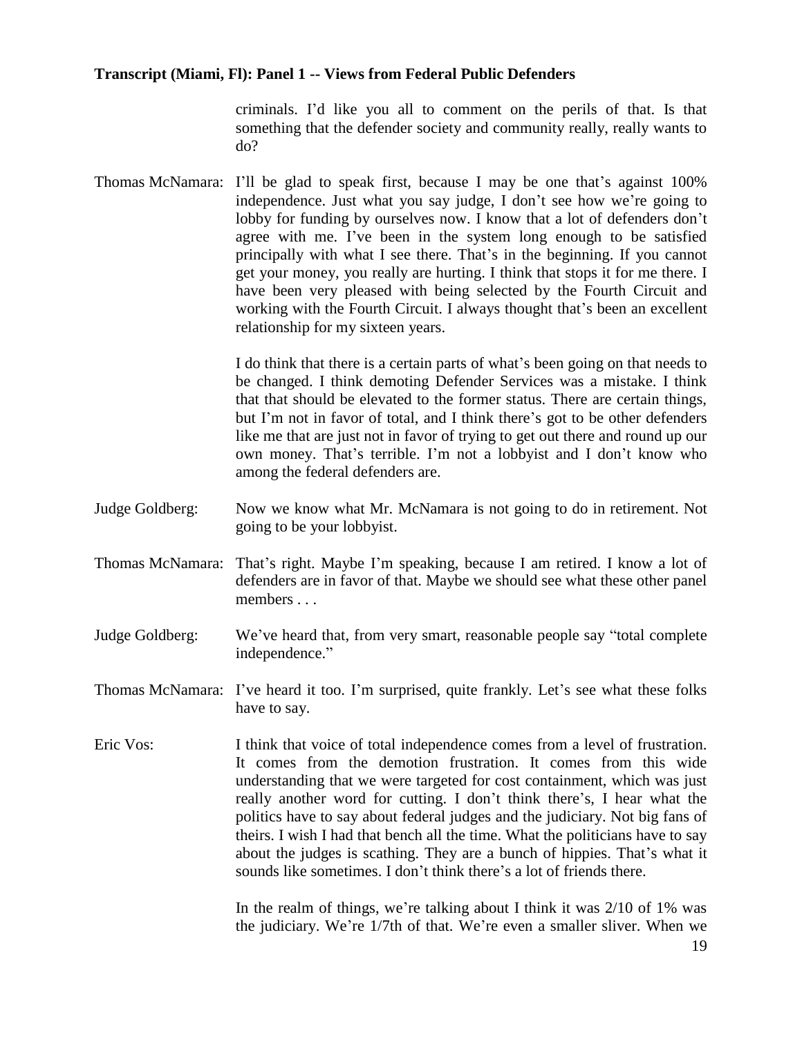criminals. I'd like you all to comment on the perils of that. Is that something that the defender society and community really, really wants to do?

**Thomas McNamara:** I'll be glad to speak first, because I may be one that's against 100% independence. Just what you say judge, I don't see how we're going to lobby for funding by ourselves now. I know that a lot of defenders don't agree with me. I've been in the system long enough to be satisfied principally with what I see there. That's in the beginning. If you cannot get your money, you really are hurting. I think that stops it for me there. I have been very pleased with being selected by the Fourth Circuit and working with the Fourth Circuit. I always thought that's been an excellent relationship for my sixteen years.

I do think that there is a certain parts of what's been going on that needs to be changed. I think demoting Defender Services was a mistake. I think that that should be elevated to the former status. There are certain things, but I'm not in favor of total, and I think there's got to be other defenders like me that are just not in favor of trying to get out there and round up our own money. That's terrible. I'm not a lobbyist and I don't know who among the federal defenders are.

**Judge Goldberg:** Now we know what Mr. McNamara is not going to do in retirement. Not going to be your lobbyist.

**Thomas McNamara:** That's right. Maybe I'm speaking, because I am retired. I know a lot of defenders are in favor of that. Maybe we should see what these other panel members . . .

**Judge Goldberg:** We've heard that, from very smart, reasonable people say "total complete independence."

**Thomas McNamara:** I've heard it too. I'm surprised, quite frankly. Let's see what these folks have to say.

**Eric Vos:** I think that voice of total independence comes from a level of frustration. It comes from the demotion frustration. It comes from this wide understanding that we were targeted for cost containment, which was just really another word for cutting. I don't think there's, I hear what the politics have to say about federal judges and the judiciary. Not big fans of theirs. I wish I had that bench all the time. What the politicians have to say about the judges is scathing. They are a bunch of hippies. That's what it sounds like sometimes. I don't think there's a lot of friends there.

In the realm of things, we're talking about I think it was 2/10 of 1% was the judiciary. We're 1/7th of that. We're even a smaller sliver. When we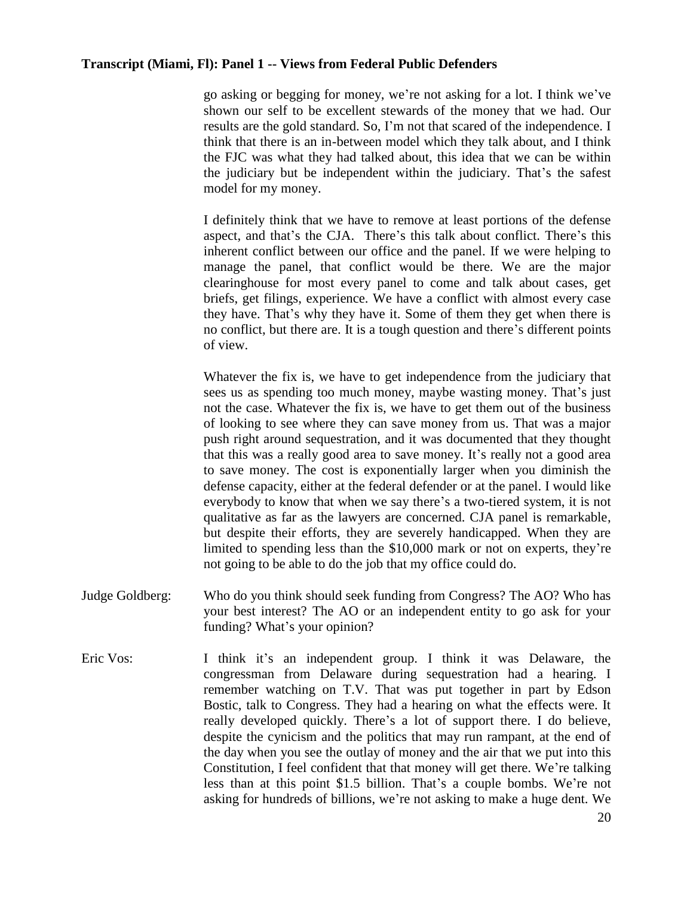go asking or begging for money, we're not asking for a lot. I think we've shown our self to be excellent stewards of the money that we had. Our results are the gold standard. So, I'm not that scared of the independence. I think that there is an in-between model which they talk about, and I think the FJC was what they had talked about, this idea that we can be within the judiciary but be independent within the judiciary. That's the safest model for my money.

I definitely think that we have to remove at least portions of the defense aspect, and that's the CJA. There's this talk about conflict. There's this inherent conflict between our office and the panel. If we were helping to manage the panel, that conflict would be there. We are the major clearinghouse for most every panel to come and talk about cases, get briefs, get filings, experience. We have a conflict with almost every case they have. That's why they have it. Some of them they get when there is no conflict, but there are. It is a tough question and there's different points of view.

Whatever the fix is, we have to get independence from the judiciary that sees us as spending too much money, maybe wasting money. That's just not the case. Whatever the fix is, we have to get them out of the business of looking to see where they can save money from us. That was a major push right around sequestration, and it was documented that they thought that this was a really good area to save money. It's really not a good area to save money. The cost is exponentially larger when you diminish the defense capacity, either at the federal defender or at the panel. I would like everybody to know that when we say there's a two-tiered system, it is not qualitative as far as the lawyers are concerned. CJA panel is remarkable, but despite their efforts, they are severely handicapped. When they are limited to spending less than the $10,000 mark or not on experts, they're not going to be able to do the job that my office could do.

Judge Goldberg: Who do you think should seek funding from Congress? The AO? Who has your best interest? The AO or an independent entity to go ask for your funding? What's your opinion?

Eric Vos: I think it's an independent group. I think it was Delaware, the congressman from Delaware during sequestration had a hearing. I remember watching on T.V. That was put together in part by Edson Bostic, talk to Congress. They had a hearing on what the effects were. It really developed quickly. There's a lot of support there. I do believe, despite the cynicism and the politics that may run rampant, at the end of the day when you see the outlay of money and the air that we put into this Constitution, I feel confident that that money will get there. We're talking less than at this point $1.5 billion. That's a couple bombs. We're not asking for hundreds of billions, we're not asking to make a huge dent. We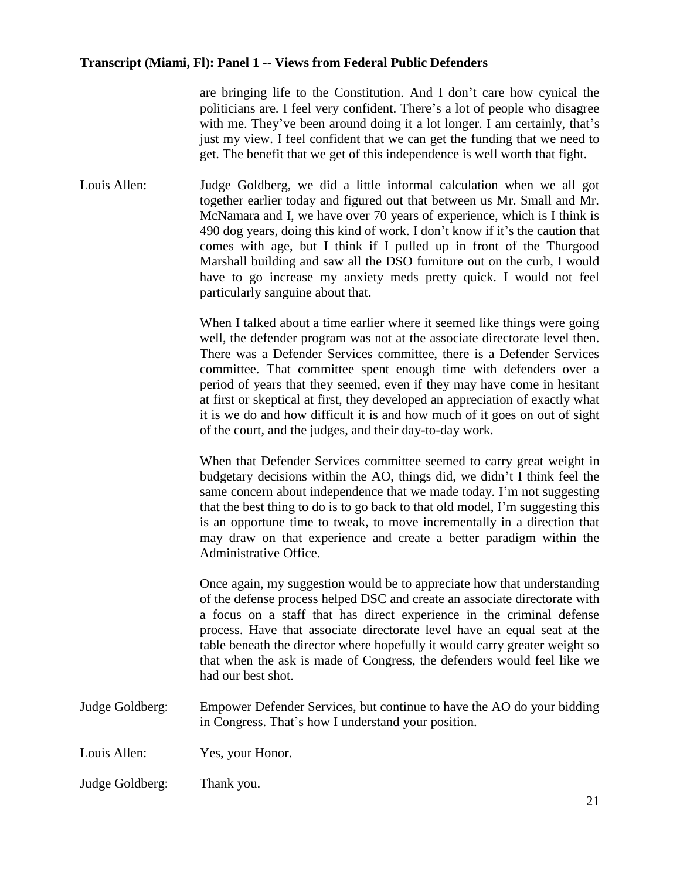are bringing life to the Constitution. And I don't care how cynical the politicians are. I feel very confident. There's a lot of people who disagree with me. They've been around doing it a lot longer. I am certainly, that's just my view. I feel confident that we can get the funding that we need to get. The benefit that we get of this independence is well worth that fight.

**Louis Allen:** Judge Goldberg, we did a little informal calculation when we all got together earlier today and figured out that between us Mr. Small and Mr. McNamara and I, we have over 70 years of experience, which is I think is 490 dog years, doing this kind of work. I don't know if it's the caution that comes with age, but I think if I pulled up in front of the Thurgood Marshall building and saw all the DSO furniture out on the curb, I would have to go increase my anxiety meds pretty quick. I would not feel particularly sanguine about that.

When I talked about a time earlier where it seemed like things were going well, the defender program was not at the associate directorate level then. There was a Defender Services committee, there is a Defender Services committee. That committee spent enough time with defenders over a period of years that they seemed, even if they may have come in hesitant at first or skeptical at first, they developed an appreciation of exactly what it is we do and how difficult it is and how much of it goes on out of sight of the court, and the judges, and their day-to-day work.

When that Defender Services committee seemed to carry great weight in budgetary decisions within the AO, things did, we didn't I think feel the same concern about independence that we made today. I'm not suggesting that the best thing to do is to go back to that old model, I'm suggesting this is an opportune time to tweak, to move incrementally in a direction that may draw on that experience and create a better paradigm within the Administrative Office.

Once again, my suggestion would be to appreciate how that understanding of the defense process helped DSC and create an associate directorate with a focus on a staff that has direct experience in the criminal defense process. Have that associate directorate level have an equal seat at the table beneath the director where hopefully it would carry greater weight so that when the ask is made of Congress, the defenders would feel like we had our best shot.

**Judge Goldberg:** Empower Defender Services, but continue to have the AO do your bidding in Congress. That's how I understand your position.

**Louis Allen:** Yes, your Honor.

**Judge Goldberg:** Thank you.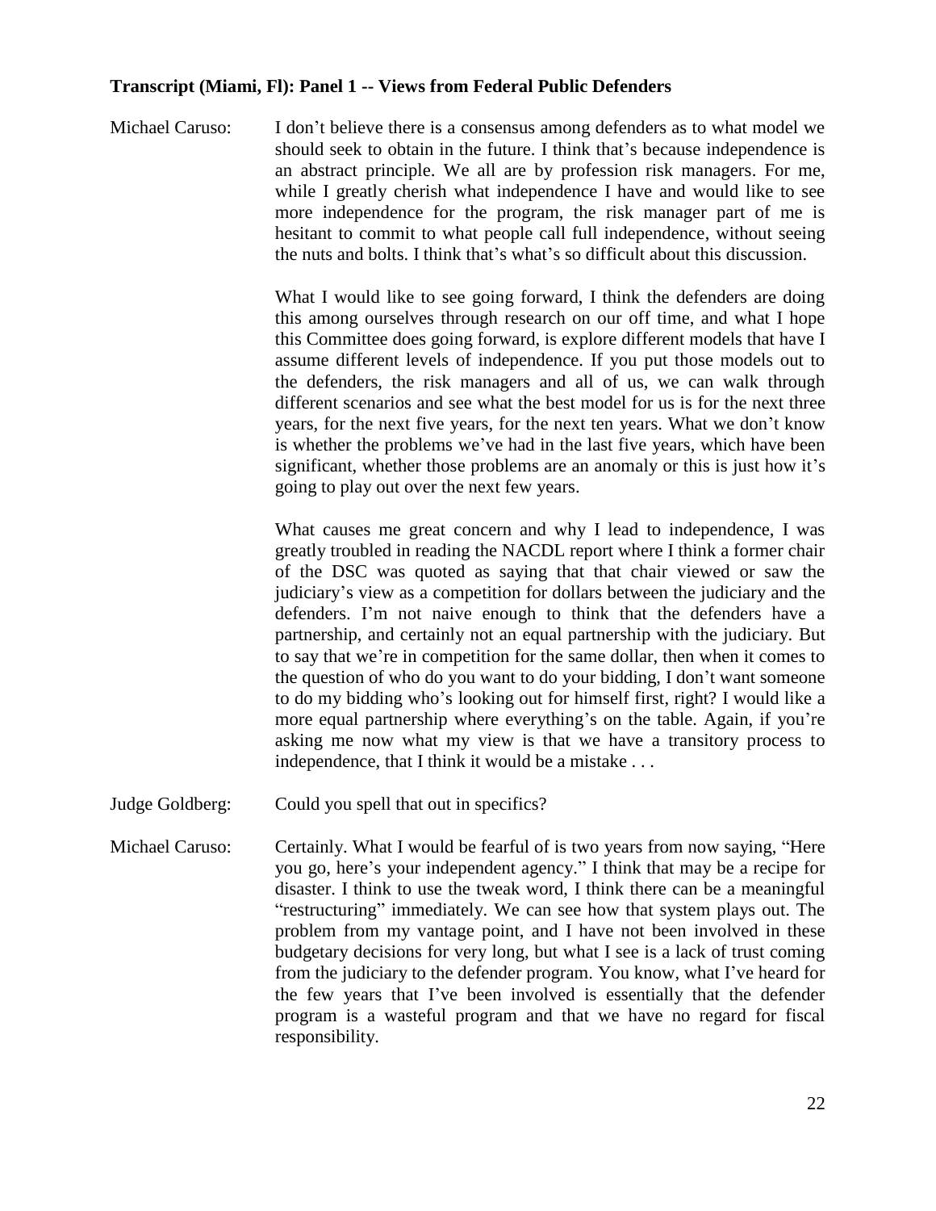**Transcript (Miami, Fl): Panel 1 -- Views from Federal Public Defenders**

Michael Caruso: I don't believe there is a consensus among defenders as to what model we should seek to obtain in the future. I think that's because independence is an abstract principle. We all are by profession risk managers. For me, while I greatly cherish what independence I have and would like to see more independence for the program, the risk manager part of me is hesitant to commit to what people call full independence, without seeing the nuts and bolts. I think that's what's so difficult about this discussion.

What I would like to see going forward, I think the defenders are doing this among ourselves through research on our off time, and what I hope this Committee does going forward, is explore different models that have I assume different levels of independence. If you put those models out to the defenders, the risk managers and all of us, we can walk through different scenarios and see what the best model for us is for the next three years, for the next five years, for the next ten years. What we don't know is whether the problems we've had in the last five years, which have been significant, whether those problems are an anomaly or this is just how it's going to play out over the next few years.

What causes me great concern and why I lead to independence, I was greatly troubled in reading the NACDL report where I think a former chair of the DSC was quoted as saying that that chair viewed or saw the judiciary's view as a competition for dollars between the judiciary and the defenders. I'm not naive enough to think that the defenders have a partnership, and certainly not an equal partnership with the judiciary. But to say that we're in competition for the same dollar, then when it comes to the question of who do you want to do your bidding, I don't want someone to do my bidding who's looking out for himself first, right? I would like a more equal partnership where everything's on the table. Again, if you're asking me now what my view is that we have a transitory process to independence, that I think it would be a mistake . . .

Judge Goldberg: Could you spell that out in specifics?

Michael Caruso: Certainly. What I would be fearful of is two years from now saying, "Here you go, here's your independent agency." I think that may be a recipe for disaster. I think to use the tweak word, I think there can be a meaningful "restructuring" immediately. We can see how that system plays out. The problem from my vantage point, and I have not been involved in these budgetary decisions for very long, but what I see is a lack of trust coming from the judiciary to the defender program. You know, what I've heard for the few years that I've been involved is essentially that the defender program is a wasteful program and that we have no regard for fiscal responsibility.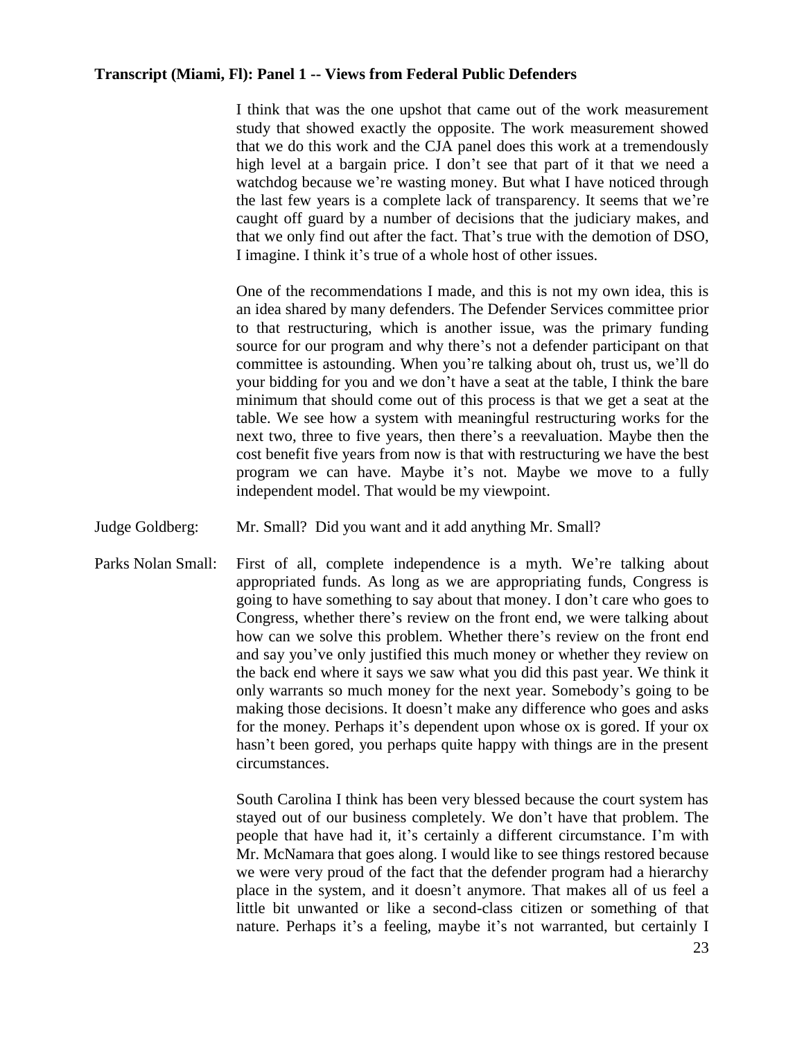**Transcript (Miami, Fl): Panel 1 -- Views from Federal Public Defenders**

I think that was the one upshot that came out of the work measurement study that showed exactly the opposite. The work measurement showed that we do this work and the CJA panel does this work at a tremendously high level at a bargain price. I don't see that part of it that we need a watchdog because we're wasting money. But what I have noticed through the last few years is a complete lack of transparency. It seems that we're caught off guard by a number of decisions that the judiciary makes, and that we only find out after the fact. That's true with the demotion of DSO, I imagine. I think it's true of a whole host of other issues.

One of the recommendations I made, and this is not my own idea, this is an idea shared by many defenders. The Defender Services committee prior to that restructuring, which is another issue, was the primary funding source for our program and why there's not a defender participant on that committee is astounding. When you're talking about oh, trust us, we'll do your bidding for you and we don't have a seat at the table, I think the bare minimum that should come out of this process is that we get a seat at the table. We see how a system with meaningful restructuring works for the next two, three to five years, then there's a reevaluation. Maybe then the cost benefit five years from now is that with restructuring we have the best program we can have. Maybe it's not. Maybe we move to a fully independent model. That would be my viewpoint.

Judge Goldberg: Mr. Small? Did you want and it add anything Mr. Small?

Parks Nolan Small: First of all, complete independence is a myth. We're talking about appropriated funds. As long as we are appropriating funds, Congress is going to have something to say about that money. I don't care who goes to Congress, whether there's review on the front end, we were talking about how can we solve this problem. Whether there's review on the front end and say you've only justified this much money or whether they review on the back end where it says we saw what you did this past year. We think it only warrants so much money for the next year. Somebody's going to be making those decisions. It doesn't make any difference who goes and asks for the money. Perhaps it's dependent upon whose ox is gored. If your ox hasn't been gored, you perhaps quite happy with things are in the present circumstances.

South Carolina I think has been very blessed because the court system has stayed out of our business completely. We don't have that problem. The people that have had it, it's certainly a different circumstance. I'm with Mr. McNamara that goes along. I would like to see things restored because we were very proud of the fact that the defender program had a hierarchy place in the system, and it doesn't anymore. That makes all of us feel a little bit unwanted or like a second-class citizen or something of that nature. Perhaps it's a feeling, maybe it's not warranted, but certainly I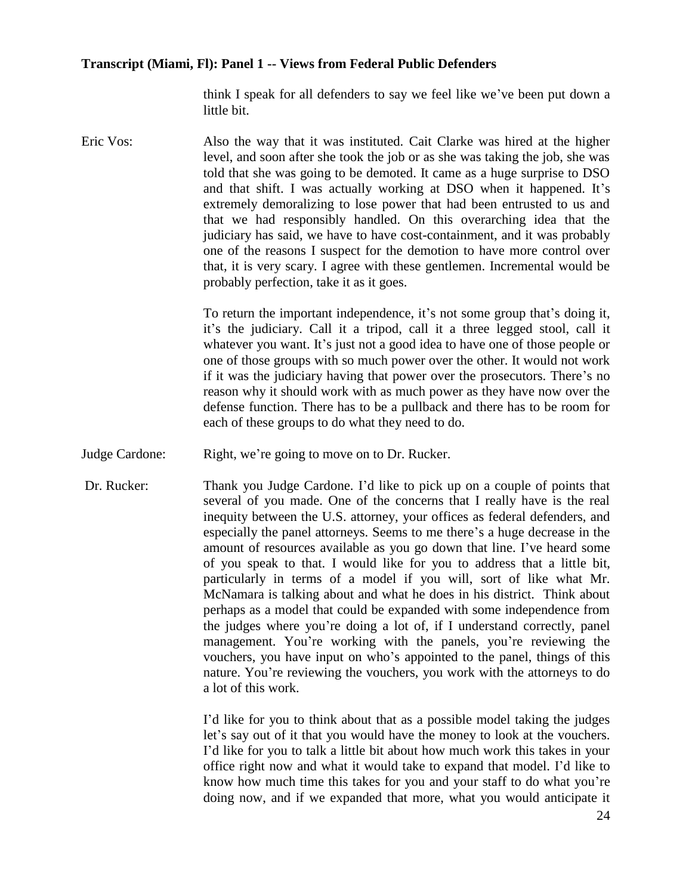think I speak for all defenders to say we feel like we've been put down a little bit.

Eric Vos: Also the way that it was instituted. Cait Clarke was hired at the higher level, and soon after she took the job or as she was taking the job, she was told that she was going to be demoted. It came as a huge surprise to DSO and that shift. I was actually working at DSO when it happened. It's extremely demoralizing to lose power that had been entrusted to us and that we had responsibly handled. On this overarching idea that the judiciary has said, we have to have cost-containment, and it was probably one of the reasons I suspect for the demotion to have more control over that, it is very scary. I agree with these gentlemen. Incremental would be probably perfection, take it as it goes.

To return the important independence, it's not some group that's doing it, it's the judiciary. Call it a tripod, call it a three legged stool, call it whatever you want. It's just not a good idea to have one of those people or one of those groups with so much power over the other. It would not work if it was the judiciary having that power over the prosecutors. There's no reason why it should work with as much power as they have now over the defense function. There has to be a pullback and there has to be room for each of these groups to do what they need to do.

Judge Cardone: Right, we're going to move on to Dr. Rucker.

Dr. Rucker: Thank you Judge Cardone. I'd like to pick up on a couple of points that several of you made. One of the concerns that I really have is the real inequity between the U.S. attorney, your offices as federal defenders, and especially the panel attorneys. Seems to me there's a huge decrease in the amount of resources available as you go down that line. I've heard some of you speak to that. I would like for you to address that a little bit, particularly in terms of a model if you will, sort of like what Mr. McNamara is talking about and what he does in his district. Think about perhaps as a model that could be expanded with some independence from the judges where you're doing a lot of, if I understand correctly, panel management. You're working with the panels, you're reviewing the vouchers, you have input on who's appointed to the panel, things of this nature. You're reviewing the vouchers, you work with the attorneys to do a lot of this work.

I'd like for you to think about that as a possible model taking the judges let's say out of it that you would have the money to look at the vouchers. I'd like for you to talk a little bit about how much work this takes in your office right now and what it would take to expand that model. I'd like to know how much time this takes for you and your staff to do what you're doing now, and if we expanded that more, what you would anticipate it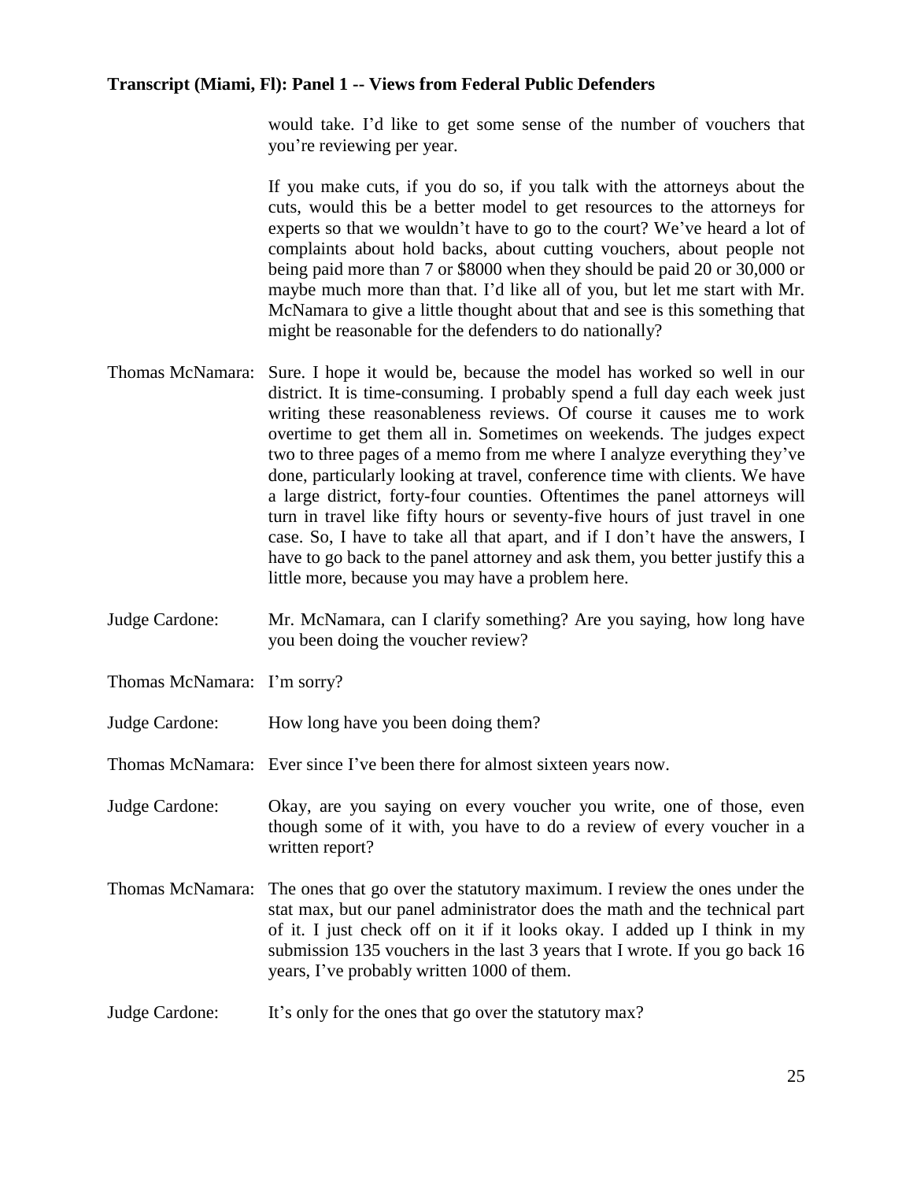would take. I'd like to get some sense of the number of vouchers that you're reviewing per year.

If you make cuts, if you do so, if you talk with the attorneys about the cuts, would this be a better model to get resources to the attorneys for experts so that we wouldn't have to go to the court? We've heard a lot of complaints about hold backs, about cutting vouchers, about people not being paid more than 7 or $8000 when they should be paid 20 or 30,000 or maybe much more than that. I'd like all of you, but let me start with Mr. McNamara to give a little thought about that and see is this something that might be reasonable for the defenders to do nationally?

Thomas McNamara: Sure. I hope it would be, because the model has worked so well in our district. It is time-consuming. I probably spend a full day each week just writing these reasonableness reviews. Of course it causes me to work overtime to get them all in. Sometimes on weekends. The judges expect two to three pages of a memo from me where I analyze everything they've done, particularly looking at travel, conference time with clients. We have a large district, forty-four counties. Oftentimes the panel attorneys will turn in travel like fifty hours or seventy-five hours of just travel in one case. So, I have to take all that apart, and if I don't have the answers, I have to go back to the panel attorney and ask them, you better justify this a little more, because you may have a problem here.

Judge Cardone: Mr. McNamara, can I clarify something? Are you saying, how long have you been doing the voucher review?

Thomas McNamara: I'm sorry?

Judge Cardone: How long have you been doing them?

Thomas McNamara: Ever since I've been there for almost sixteen years now.

Judge Cardone: Okay, are you saying on every voucher you write, one of those, even though some of it with, you have to do a review of every voucher in a written report?

Thomas McNamara: The ones that go over the statutory maximum. I review the ones under the stat max, but our panel administrator does the math and the technical part of it. I just check off on it if it looks okay. I added up I think in my submission 135 vouchers in the last 3 years that I wrote. If you go back 16 years, I've probably written 1000 of them.

Judge Cardone: It's only for the ones that go over the statutory max?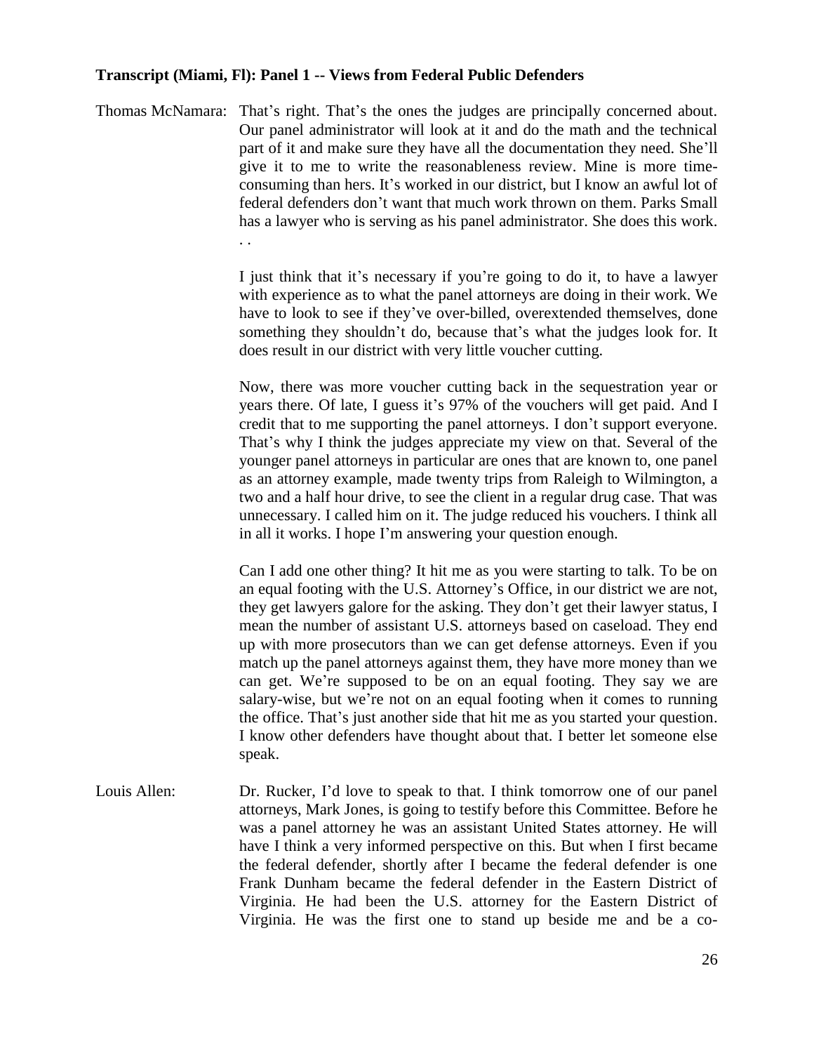**Transcript (Miami, Fl): Panel 1 -- Views from Federal Public Defenders**

Thomas McNamara: That's right. That's the ones the judges are principally concerned about. Our panel administrator will look at it and do the math and the technical part of it and make sure they have all the documentation they need. She'll give it to me to write the reasonableness review. Mine is more time-consuming than hers. It's worked in our district, but I know an awful lot of federal defenders don't want that much work thrown on them. Parks Small has a lawyer who is serving as his panel administrator. She does this work. . .

I just think that it's necessary if you're going to do it, to have a lawyer with experience as to what the panel attorneys are doing in their work. We have to look to see if they've over-billed, overextended themselves, done something they shouldn't do, because that's what the judges look for. It does result in our district with very little voucher cutting.

Now, there was more voucher cutting back in the sequestration year or years there. Of late, I guess it's 97% of the vouchers will get paid. And I credit that to me supporting the panel attorneys. I don't support everyone. That's why I think the judges appreciate my view on that. Several of the younger panel attorneys in particular are ones that are known to, one panel as an attorney example, made twenty trips from Raleigh to Wilmington, a two and a half hour drive, to see the client in a regular drug case. That was unnecessary. I called him on it. The judge reduced his vouchers. I think all in all it works. I hope I'm answering your question enough.

Can I add one other thing? It hit me as you were starting to talk. To be on an equal footing with the U.S. Attorney's Office, in our district we are not, they get lawyers galore for the asking. They don't get their lawyer status, I mean the number of assistant U.S. attorneys based on caseload. They end up with more prosecutors than we can get defense attorneys. Even if you match up the panel attorneys against them, they have more money than we can get. We're supposed to be on an equal footing. They say we are salary-wise, but we're not on an equal footing when it comes to running the office. That's just another side that hit me as you started your question. I know other defenders have thought about that. I better let someone else speak.

Louis Allen: Dr. Rucker, I'd love to speak to that. I think tomorrow one of our panel attorneys, Mark Jones, is going to testify before this Committee. Before he was a panel attorney he was an assistant United States attorney. He will have I think a very informed perspective on this. But when I first became the federal defender, shortly after I became the federal defender is one Frank Dunham became the federal defender in the Eastern District of Virginia. He had been the U.S. attorney for the Eastern District of Virginia. He was the first one to stand up beside me and be a co-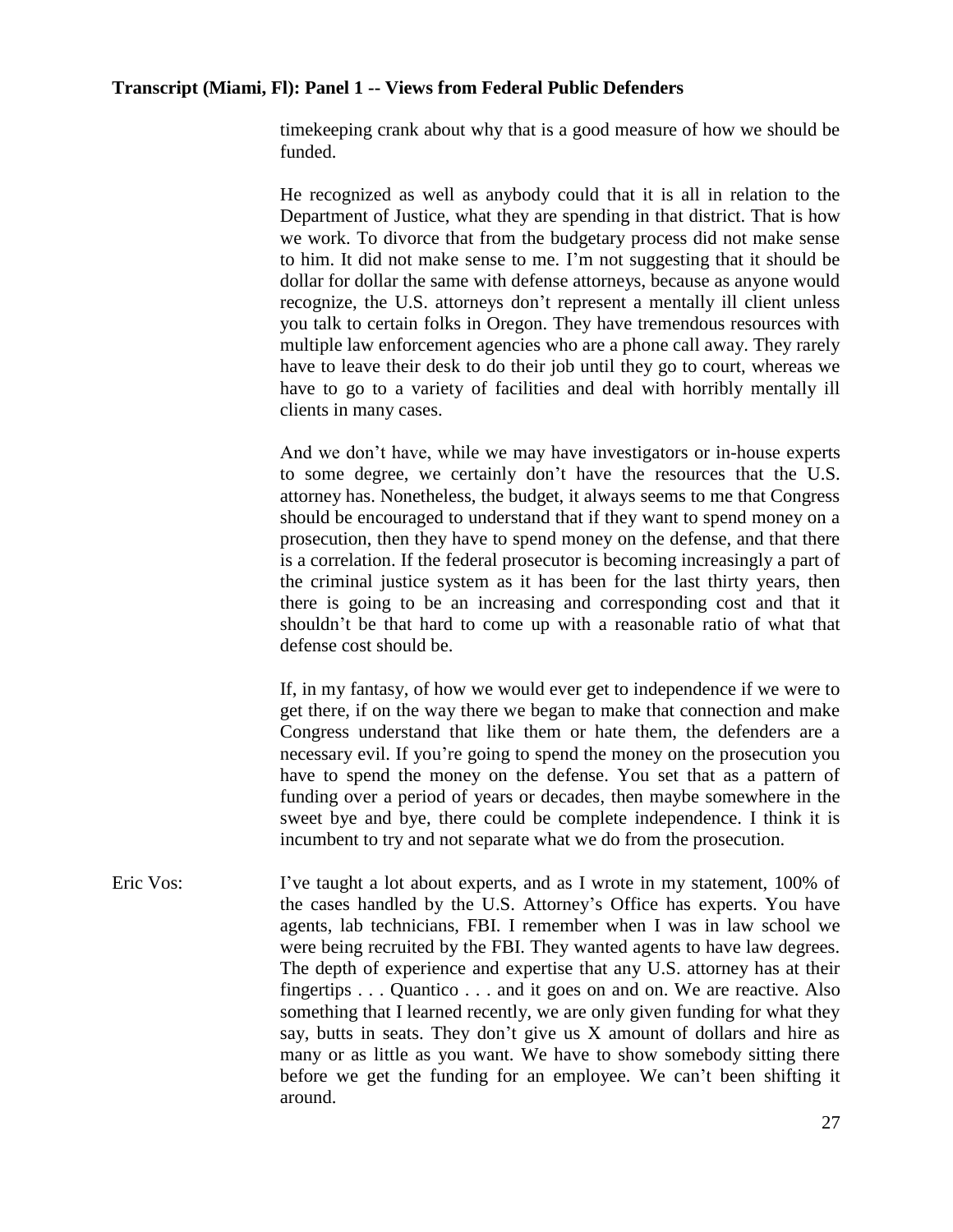timekeeping crank about why that is a good measure of how we should be funded.

He recognized as well as anybody could that it is all in relation to the Department of Justice, what they are spending in that district. That is how we work. To divorce that from the budgetary process did not make sense to him. It did not make sense to me. I'm not suggesting that it should be dollar for dollar the same with defense attorneys, because as anyone would recognize, the U.S. attorneys don't represent a mentally ill client unless you talk to certain folks in Oregon. They have tremendous resources with multiple law enforcement agencies who are a phone call away. They rarely have to leave their desk to do their job until they go to court, whereas we have to go to a variety of facilities and deal with horribly mentally ill clients in many cases.

And we don't have, while we may have investigators or in-house experts to some degree, we certainly don't have the resources that the U.S. attorney has. Nonetheless, the budget, it always seems to me that Congress should be encouraged to understand that if they want to spend money on a prosecution, then they have to spend money on the defense, and that there is a correlation. If the federal prosecutor is becoming increasingly a part of the criminal justice system as it has been for the last thirty years, then there is going to be an increasing and corresponding cost and that it shouldn't be that hard to come up with a reasonable ratio of what that defense cost should be.

If, in my fantasy, of how we would ever get to independence if we were to get there, if on the way there we began to make that connection and make Congress understand that like them or hate them, the defenders are a necessary evil. If you're going to spend the money on the prosecution you have to spend the money on the defense. You set that as a pattern of funding over a period of years or decades, then maybe somewhere in the sweet bye and bye, there could be complete independence. I think it is incumbent to try and not separate what we do from the prosecution.

Eric Vos: I've taught a lot about experts, and as I wrote in my statement, 100% of the cases handled by the U.S. Attorney's Office has experts. You have agents, lab technicians, FBI. I remember when I was in law school we were being recruited by the FBI. They wanted agents to have law degrees. The depth of experience and expertise that any U.S. attorney has at their fingertips . . . Quantico . . . and it goes on and on. We are reactive. Also something that I learned recently, we are only given funding for what they say, butts in seats. They don't give us X amount of dollars and hire as many or as little as you want. We have to show somebody sitting there before we get the funding for an employee. We can't been shifting it around.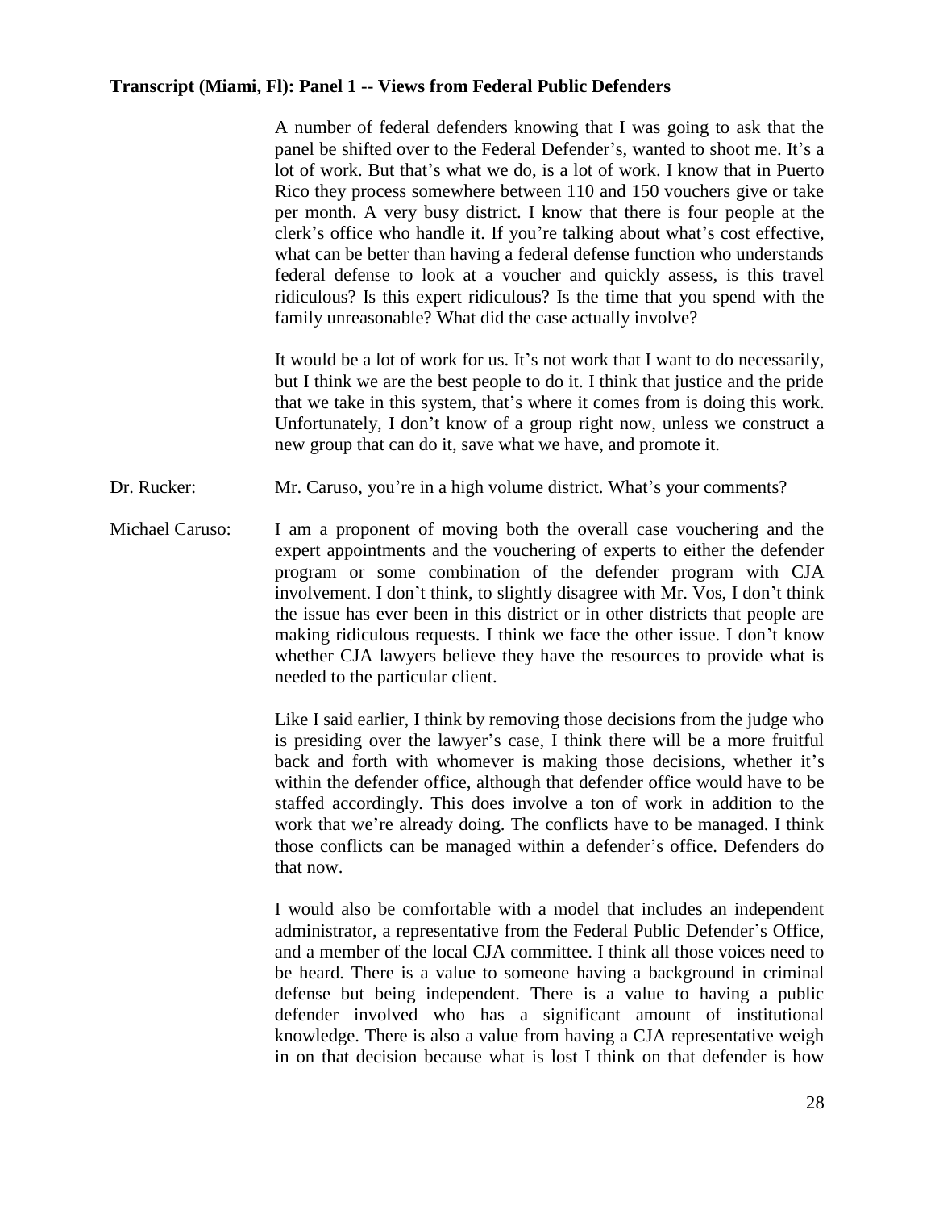**Transcript (Miami, Fl): Panel 1 -- Views from Federal Public Defenders**

A number of federal defenders knowing that I was going to ask that the panel be shifted over to the Federal Defender's, wanted to shoot me. It's a lot of work. But that's what we do, is a lot of work. I know that in Puerto Rico they process somewhere between 110 and 150 vouchers give or take per month. A very busy district. I know that there is four people at the clerk's office who handle it. If you're talking about what's cost effective, what can be better than having a federal defense function who understands federal defense to look at a voucher and quickly assess, is this travel ridiculous? Is this expert ridiculous? Is the time that you spend with the family unreasonable? What did the case actually involve?

It would be a lot of work for us. It's not work that I want to do necessarily, but I think we are the best people to do it. I think that justice and the pride that we take in this system, that's where it comes from is doing this work. Unfortunately, I don't know of a group right now, unless we construct a new group that can do it, save what we have, and promote it.

Dr. Rucker: Mr. Caruso, you're in a high volume district. What's your comments?

Michael Caruso: I am a proponent of moving both the overall case vouchering and the expert appointments and the vouchering of experts to either the defender program or some combination of the defender program with CJA involvement. I don't think, to slightly disagree with Mr. Vos, I don't think the issue has ever been in this district or in other districts that people are making ridiculous requests. I think we face the other issue. I don't know whether CJA lawyers believe they have the resources to provide what is needed to the particular client.

Like I said earlier, I think by removing those decisions from the judge who is presiding over the lawyer's case, I think there will be a more fruitful back and forth with whomever is making those decisions, whether it's within the defender office, although that defender office would have to be staffed accordingly. This does involve a ton of work in addition to the work that we're already doing. The conflicts have to be managed. I think those conflicts can be managed within a defender's office. Defenders do that now.

I would also be comfortable with a model that includes an independent administrator, a representative from the Federal Public Defender's Office, and a member of the local CJA committee. I think all those voices need to be heard. There is a value to someone having a background in criminal defense but being independent. There is a value to having a public defender involved who has a significant amount of institutional knowledge. There is also a value from having a CJA representative weigh in on that decision because what is lost I think on that defender is how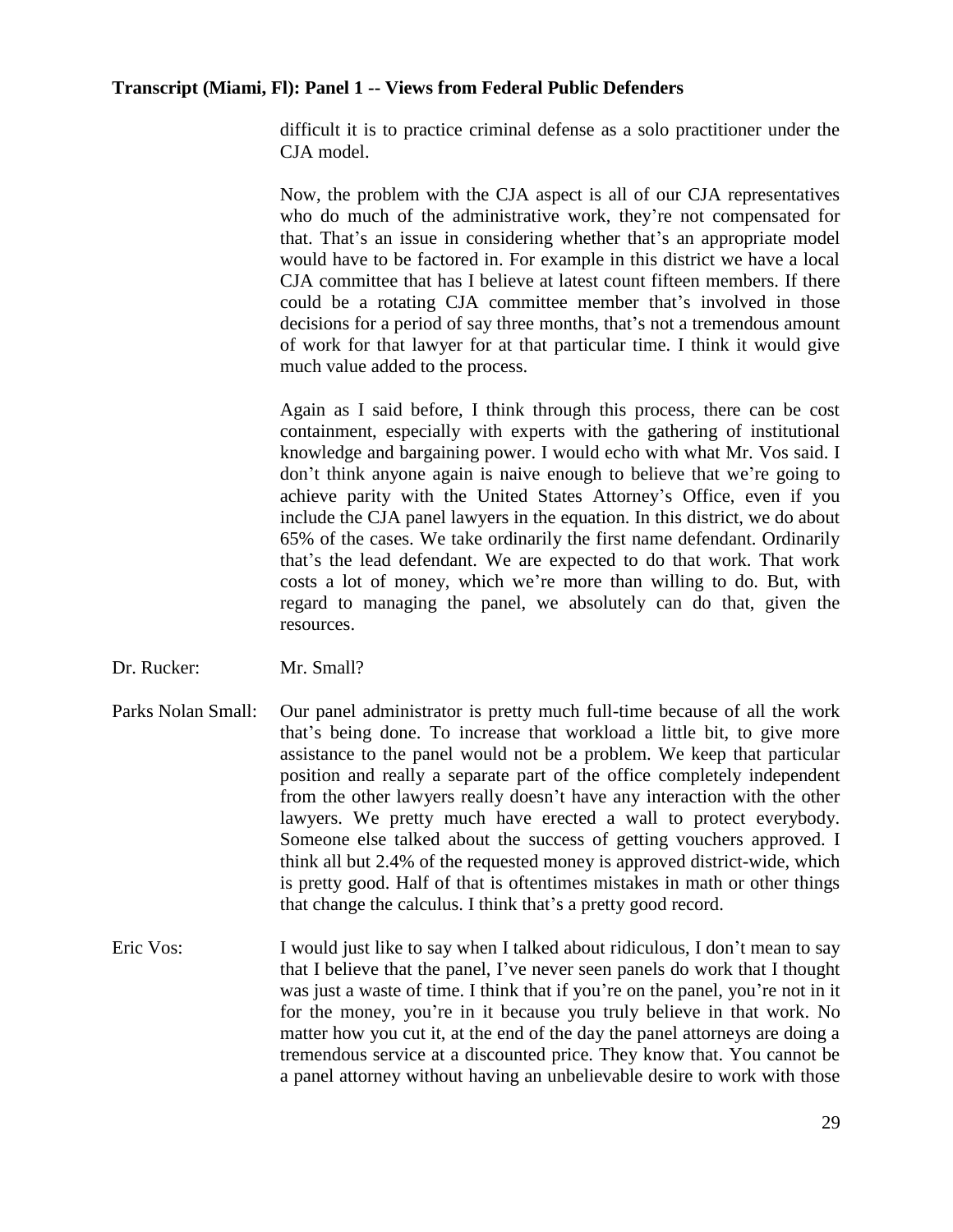difficult it is to practice criminal defense as a solo practitioner under the CJA model.

Now, the problem with the CJA aspect is all of our CJA representatives who do much of the administrative work, they're not compensated for that. That's an issue in considering whether that's an appropriate model would have to be factored in. For example in this district we have a local CJA committee that has I believe at latest count fifteen members. If there could be a rotating CJA committee member that's involved in those decisions for a period of say three months, that's not a tremendous amount of work for that lawyer for at that particular time. I think it would give much value added to the process.

Again as I said before, I think through this process, there can be cost containment, especially with experts with the gathering of institutional knowledge and bargaining power. I would echo with what Mr. Vos said. I don't think anyone again is naive enough to believe that we're going to achieve parity with the United States Attorney's Office, even if you include the CJA panel lawyers in the equation. In this district, we do about 65% of the cases. We take ordinarily the first name defendant. Ordinarily that's the lead defendant. We are expected to do that work. That work costs a lot of money, which we're more than willing to do. But, with regard to managing the panel, we absolutely can do that, given the resources.

**Dr. Rucker:** Mr. Small?

**Parks Nolan Small:** Our panel administrator is pretty much full-time because of all the work that's being done. To increase that workload a little bit, to give more assistance to the panel would not be a problem. We keep that particular position and really a separate part of the office completely independent from the other lawyers really doesn't have any interaction with the other lawyers. We pretty much have erected a wall to protect everybody. Someone else talked about the success of getting vouchers approved. I think all but 2.4% of the requested money is approved district-wide, which is pretty good. Half of that is oftentimes mistakes in math or other things that change the calculus. I think that's a pretty good record.

**Eric Vos:** I would just like to say when I talked about ridiculous, I don't mean to say that I believe that the panel, I've never seen panels do work that I thought was just a waste of time. I think that if you're on the panel, you're not in it for the money, you're in it because you truly believe in that work. No matter how you cut it, at the end of the day the panel attorneys are doing a tremendous service at a discounted price. They know that. You cannot be a panel attorney without having an unbelievable desire to work with those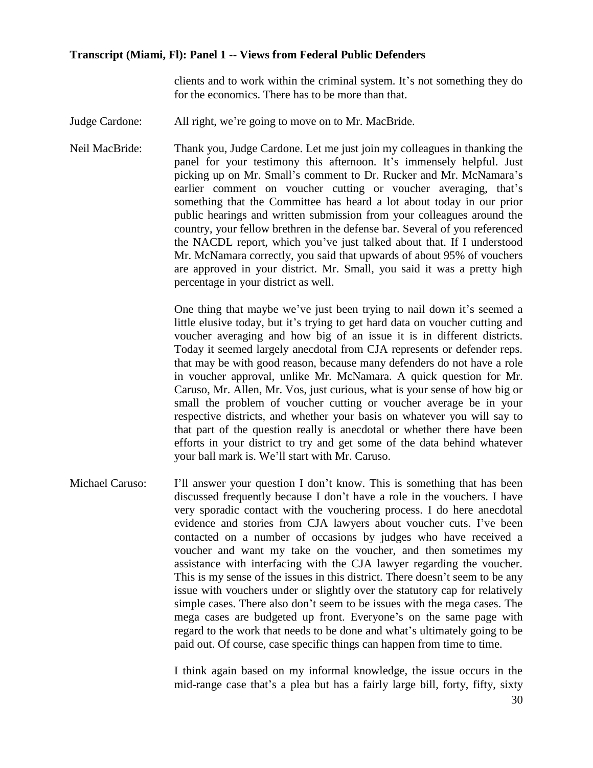clients and to work within the criminal system. It's not something they do for the economics. There has to be more than that.

Judge Cardone: All right, we're going to move on to Mr. MacBride.

Neil MacBride: Thank you, Judge Cardone. Let me just join my colleagues in thanking the panel for your testimony this afternoon. It's immensely helpful. Just picking up on Mr. Small's comment to Dr. Rucker and Mr. McNamara's earlier comment on voucher cutting or voucher averaging, that's something that the Committee has heard a lot about today in our prior public hearings and written submission from your colleagues around the country, your fellow brethren in the defense bar. Several of you referenced the NACDL report, which you've just talked about that. If I understood Mr. McNamara correctly, you said that upwards of about 95% of vouchers are approved in your district. Mr. Small, you said it was a pretty high percentage in your district as well.

One thing that maybe we've just been trying to nail down it's seemed a little elusive today, but it's trying to get hard data on voucher cutting and voucher averaging and how big of an issue it is in different districts. Today it seemed largely anecdotal from CJA represents or defender reps. that may be with good reason, because many defenders do not have a role in voucher approval, unlike Mr. McNamara. A quick question for Mr. Caruso, Mr. Allen, Mr. Vos, just curious, what is your sense of how big or small the problem of voucher cutting or voucher average be in your respective districts, and whether your basis on whatever you will say to that part of the question really is anecdotal or whether there have been efforts in your district to try and get some of the data behind whatever your ball mark is. We'll start with Mr. Caruso.

Michael Caruso: I'll answer your question I don't know. This is something that has been discussed frequently because I don't have a role in the vouchers. I have very sporadic contact with the vouchering process. I do here anecdotal evidence and stories from CJA lawyers about voucher cuts. I've been contacted on a number of occasions by judges who have received a voucher and want my take on the voucher, and then sometimes my assistance with interfacing with the CJA lawyer regarding the voucher. This is my sense of the issues in this district. There doesn't seem to be any issue with vouchers under or slightly over the statutory cap for relatively simple cases. There also don't seem to be issues with the mega cases. The mega cases are budgeted up front. Everyone's on the same page with regard to the work that needs to be done and what's ultimately going to be paid out. Of course, case specific things can happen from time to time.

I think again based on my informal knowledge, the issue occurs in the mid-range case that's a plea but has a fairly large bill, forty, fifty, sixty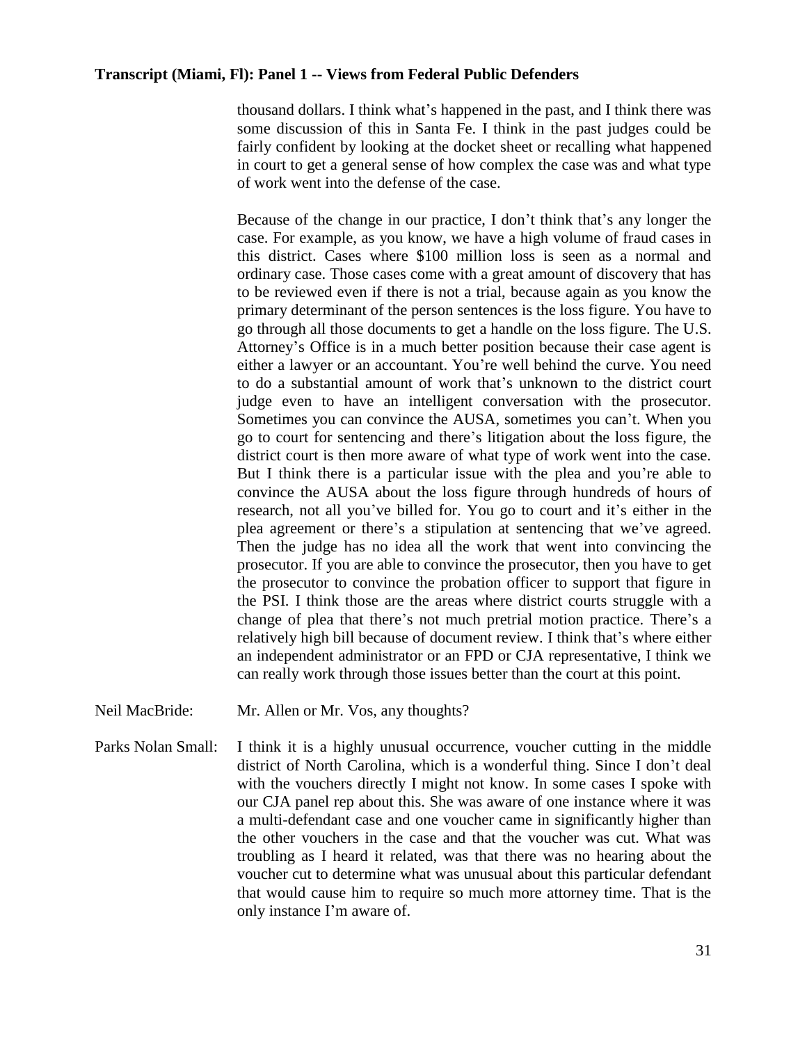thousand dollars. I think what's happened in the past, and I think there was some discussion of this in Santa Fe. I think in the past judges could be fairly confident by looking at the docket sheet or recalling what happened in court to get a general sense of how complex the case was and what type of work went into the defense of the case.

Because of the change in our practice, I don't think that's any longer the case. For example, as you know, we have a high volume of fraud cases in this district. Cases where $100 million loss is seen as a normal and ordinary case. Those cases come with a great amount of discovery that has to be reviewed even if there is not a trial, because again as you know the primary determinant of the person sentences is the loss figure. You have to go through all those documents to get a handle on the loss figure. The U.S. Attorney's Office is in a much better position because their case agent is either a lawyer or an accountant. You're well behind the curve. You need to do a substantial amount of work that's unknown to the district court judge even to have an intelligent conversation with the prosecutor. Sometimes you can convince the AUSA, sometimes you can't. When you go to court for sentencing and there's litigation about the loss figure, the district court is then more aware of what type of work went into the case. But I think there is a particular issue with the plea and you're able to convince the AUSA about the loss figure through hundreds of hours of research, not all you've billed for. You go to court and it's either in the plea agreement or there's a stipulation at sentencing that we've agreed. Then the judge has no idea all the work that went into convincing the prosecutor. If you are able to convince the prosecutor, then you have to get the prosecutor to convince the probation officer to support that figure in the PSI. I think those are the areas where district courts struggle with a change of plea that there's not much pretrial motion practice. There's a relatively high bill because of document review. I think that's where either an independent administrator or an FPD or CJA representative, I think we can really work through those issues better than the court at this point.

Neil MacBride: Mr. Allen or Mr. Vos, any thoughts?

Parks Nolan Small: I think it is a highly unusual occurrence, voucher cutting in the middle district of North Carolina, which is a wonderful thing. Since I don't deal with the vouchers directly I might not know. In some cases I spoke with our CJA panel rep about this. She was aware of one instance where it was a multi-defendant case and one voucher came in significantly higher than the other vouchers in the case and that the voucher was cut. What was troubling as I heard it related, was that there was no hearing about the voucher cut to determine what was unusual about this particular defendant that would cause him to require so much more attorney time. That is the only instance I'm aware of.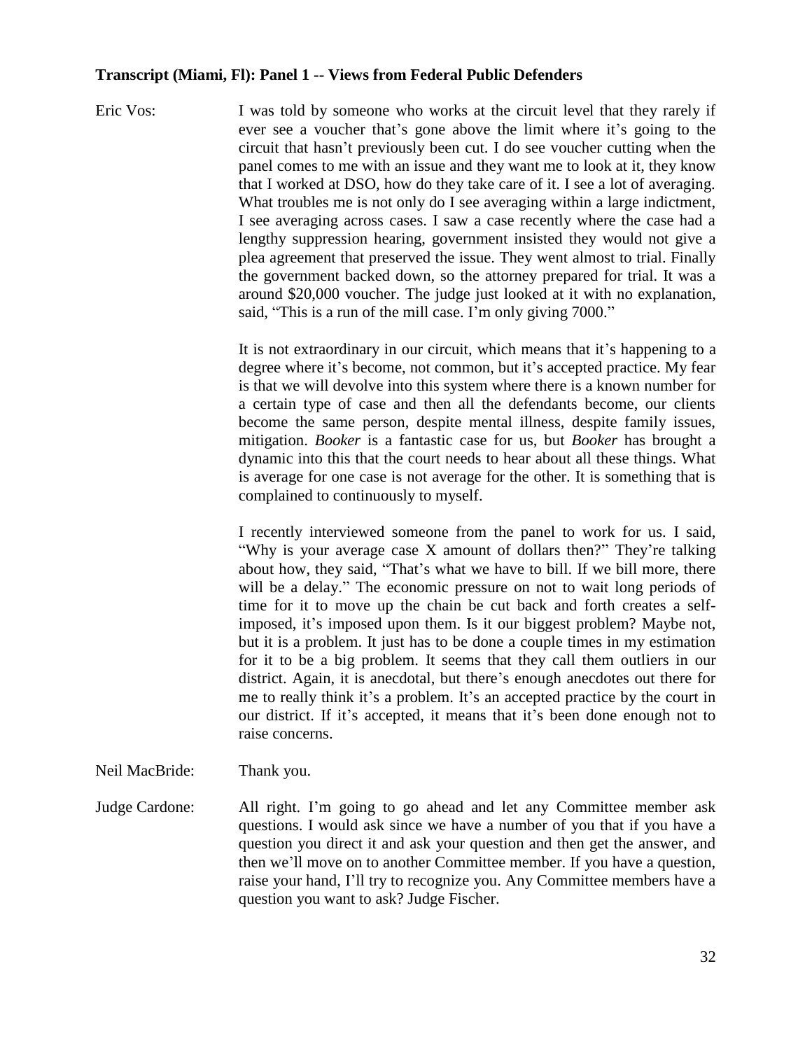**Transcript (Miami, Fl): Panel 1 -- Views from Federal Public Defenders**

Eric Vos: I was told by someone who works at the circuit level that they rarely if ever see a voucher that's gone above the limit where it's going to the circuit that hasn't previously been cut. I do see voucher cutting when the panel comes to me with an issue and they want me to look at it, they know that I worked at DSO, how do they take care of it. I see a lot of averaging. What troubles me is not only do I see averaging within a large indictment, I see averaging across cases. I saw a case recently where the case had a lengthy suppression hearing, government insisted they would not give a plea agreement that preserved the issue. They went almost to trial. Finally the government backed down, so the attorney prepared for trial. It was a around $20,000 voucher. The judge just looked at it with no explanation, said, "This is a run of the mill case. I'm only giving 7000."

It is not extraordinary in our circuit, which means that it's happening to a degree where it's become, not common, but it's accepted practice. My fear is that we will devolve into this system where there is a known number for a certain type of case and then all the defendants become, our clients become the same person, despite mental illness, despite family issues, mitigation. *Booker* is a fantastic case for us, but *Booker* has brought a dynamic into this that the court needs to hear about all these things. What is average for one case is not average for the other. It is something that is complained to continuously to myself.

I recently interviewed someone from the panel to work for us. I said, "Why is your average case X amount of dollars then?" They're talking about how, they said, "That's what we have to bill. If we bill more, there will be a delay." The economic pressure on not to wait long periods of time for it to move up the chain be cut back and forth creates a self-imposed, it's imposed upon them. Is it our biggest problem? Maybe not, but it is a problem. It just has to be done a couple times in my estimation for it to be a big problem. It seems that they call them outliers in our district. Again, it is anecdotal, but there's enough anecdotes out there for me to really think it's a problem. It's an accepted practice by the court in our district. If it's accepted, it means that it's been done enough not to raise concerns.

Neil MacBride: Thank you.

Judge Cardone: All right. I'm going to go ahead and let any Committee member ask questions. I would ask since we have a number of you that if you have a question you direct it and ask your question and then get the answer, and then we'll move on to another Committee member. If you have a question, raise your hand, I'll try to recognize you. Any Committee members have a question you want to ask? Judge Fischer.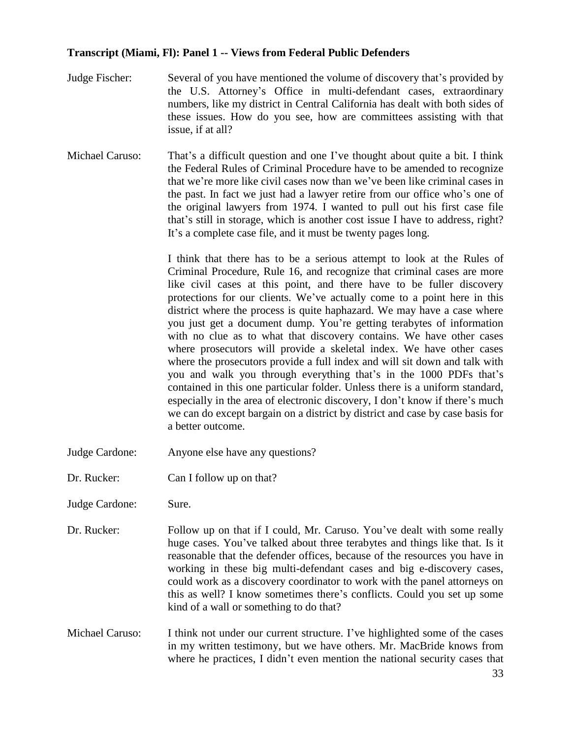**Transcript (Miami, Fl): Panel 1 -- Views from Federal Public Defenders**

Judge Fischer: Several of you have mentioned the volume of discovery that's provided by the U.S. Attorney's Office in multi-defendant cases, extraordinary numbers, like my district in Central California has dealt with both sides of these issues. How do you see, how are committees assisting with that issue, if at all?

Michael Caruso: That's a difficult question and one I've thought about quite a bit. I think the Federal Rules of Criminal Procedure have to be amended to recognize that we're more like civil cases now than we've been like criminal cases in the past. In fact we just had a lawyer retire from our office who's one of the original lawyers from 1974. I wanted to pull out his first case file that's still in storage, which is another cost issue I have to address, right? It's a complete case file, and it must be twenty pages long.

I think that there has to be a serious attempt to look at the Rules of Criminal Procedure, Rule 16, and recognize that criminal cases are more like civil cases at this point, and there have to be fuller discovery protections for our clients. We've actually come to a point here in this district where the process is quite haphazard. We may have a case where you just get a document dump. You're getting terabytes of information with no clue as to what that discovery contains. We have other cases where prosecutors will provide a skeletal index. We have other cases where the prosecutors provide a full index and will sit down and talk with you and walk you through everything that's in the 1000 PDFs that's contained in this one particular folder. Unless there is a uniform standard, especially in the area of electronic discovery, I don't know if there's much we can do except bargain on a district by district and case by case basis for a better outcome.

Judge Cardone: Anyone else have any questions?

Dr. Rucker: Can I follow up on that?

Judge Cardone: Sure.

Dr. Rucker: Follow up on that if I could, Mr. Caruso. You've dealt with some really huge cases. You've talked about three terabytes and things like that. Is it reasonable that the defender offices, because of the resources you have in working in these big multi-defendant cases and big e-discovery cases, could work as a discovery coordinator to work with the panel attorneys on this as well? I know sometimes there's conflicts. Could you set up some kind of a wall or something to do that?

Michael Caruso: I think not under our current structure. I've highlighted some of the cases in my written testimony, but we have others. Mr. MacBride knows from where he practices, I didn't even mention the national security cases that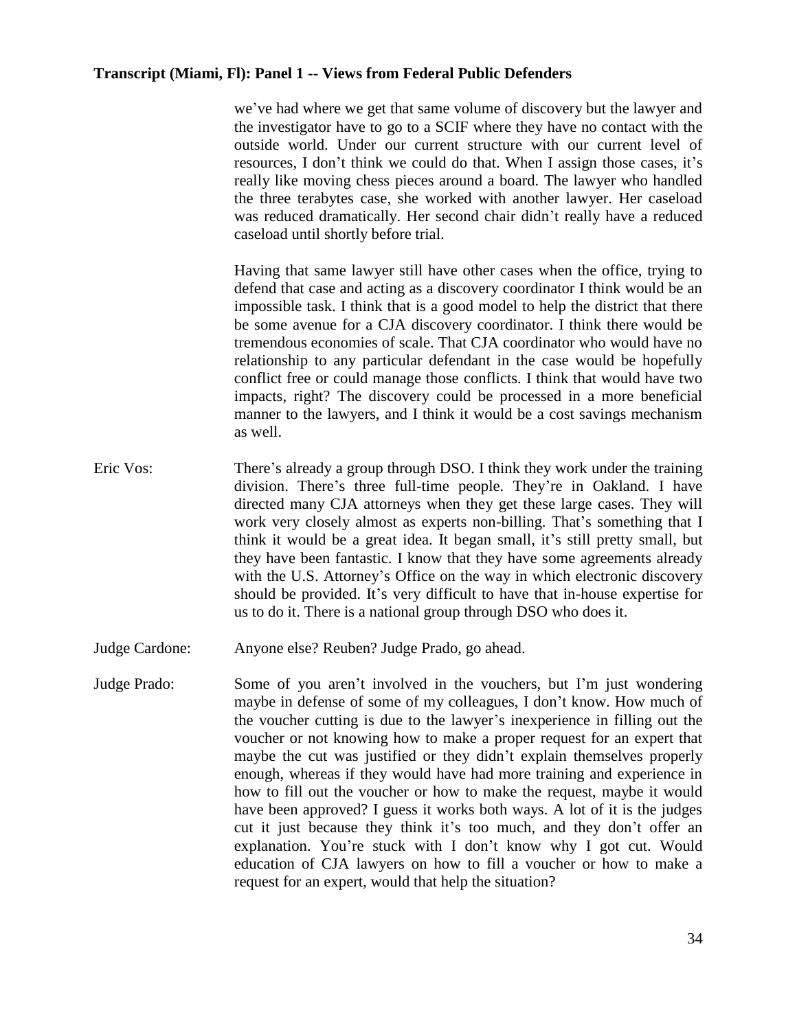we've had where we get that same volume of discovery but the lawyer and the investigator have to go to a SCIF where they have no contact with the outside world. Under our current structure with our current level of resources, I don't think we could do that. When I assign those cases, it's really like moving chess pieces around a board. The lawyer who handled the three terabytes case, she worked with another lawyer. Her caseload was reduced dramatically. Her second chair didn't really have a reduced caseload until shortly before trial.

Having that same lawyer still have other cases when the office, trying to defend that case and acting as a discovery coordinator I think would be an impossible task. I think that is a good model to help the district that there be some avenue for a CJA discovery coordinator. I think there would be tremendous economies of scale. That CJA coordinator who would have no relationship to any particular defendant in the case would be hopefully conflict free or could manage those conflicts. I think that would have two impacts, right? The discovery could be processed in a more beneficial manner to the lawyers, and I think it would be a cost savings mechanism as well.

Eric Vos: There's already a group through DSO. I think they work under the training division. There's three full-time people. They're in Oakland. I have directed many CJA attorneys when they get these large cases. They will work very closely almost as experts non-billing. That's something that I think it would be a great idea. It began small, it's still pretty small, but they have been fantastic. I know that they have some agreements already with the U.S. Attorney's Office on the way in which electronic discovery should be provided. It's very difficult to have that in-house expertise for us to do it. There is a national group through DSO who does it.

Judge Cardone: Anyone else? Reuben? Judge Prado, go ahead.

Judge Prado: Some of you aren't involved in the vouchers, but I'm just wondering maybe in defense of some of my colleagues, I don't know. How much of the voucher cutting is due to the lawyer's inexperience in filling out the voucher or not knowing how to make a proper request for an expert that maybe the cut was justified or they didn't explain themselves properly enough, whereas if they would have had more training and experience in how to fill out the voucher or how to make the request, maybe it would have been approved? I guess it works both ways. A lot of it is the judges cut it just because they think it's too much, and they don't offer an explanation. You're stuck with I don't know why I got cut. Would education of CJA lawyers on how to fill a voucher or how to make a request for an expert, would that help the situation?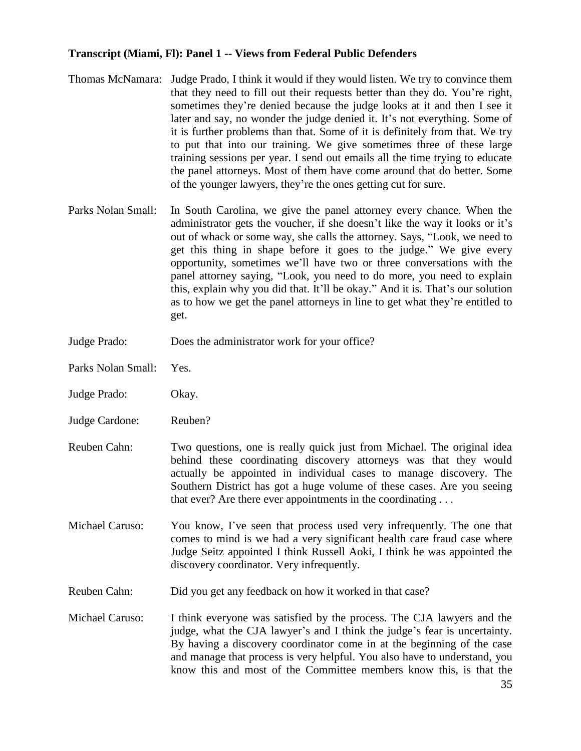**Transcript (Miami, Fl): Panel 1 -- Views from Federal Public Defenders**

Thomas McNamara: Judge Prado, I think it would if they would listen. We try to convince them that they need to fill out their requests better than they do. You're right, sometimes they're denied because the judge looks at it and then I see it later and say, no wonder the judge denied it. It's not everything. Some of it is further problems than that. Some of it is definitely from that. We try to put that into our training. We give sometimes three of these large training sessions per year. I send out emails all the time trying to educate the panel attorneys. Most of them have come around that do better. Some of the younger lawyers, they're the ones getting cut for sure.

Parks Nolan Small: In South Carolina, we give the panel attorney every chance. When the administrator gets the voucher, if she doesn't like the way it looks or it's out of whack or some way, she calls the attorney. Says, "Look, we need to get this thing in shape before it goes to the judge." We give every opportunity, sometimes we'll have two or three conversations with the panel attorney saying, "Look, you need to do more, you need to explain this, explain why you did that. It'll be okay." And it is. That's our solution as to how we get the panel attorneys in line to get what they're entitled to get.

Judge Prado: Does the administrator work for your office?

Parks Nolan Small: Yes.

Judge Prado: Okay.

Judge Cardone: Reuben?

Reuben Cahn: Two questions, one is really quick just from Michael. The original idea behind these coordinating discovery attorneys was that they would actually be appointed in individual cases to manage discovery. The Southern District has got a huge volume of these cases. Are you seeing that ever? Are there ever appointments in the coordinating . . .

Michael Caruso: You know, I've seen that process used very infrequently. The one that comes to mind is we had a very significant health care fraud case where Judge Seitz appointed I think Russell Aoki, I think he was appointed the discovery coordinator. Very infrequently.

Reuben Cahn: Did you get any feedback on how it worked in that case?

Michael Caruso: I think everyone was satisfied by the process. The CJA lawyers and the judge, what the CJA lawyer's and I think the judge's fear is uncertainty. By having a discovery coordinator come in at the beginning of the case and manage that process is very helpful. You also have to understand, you know this and most of the Committee members know this, is that the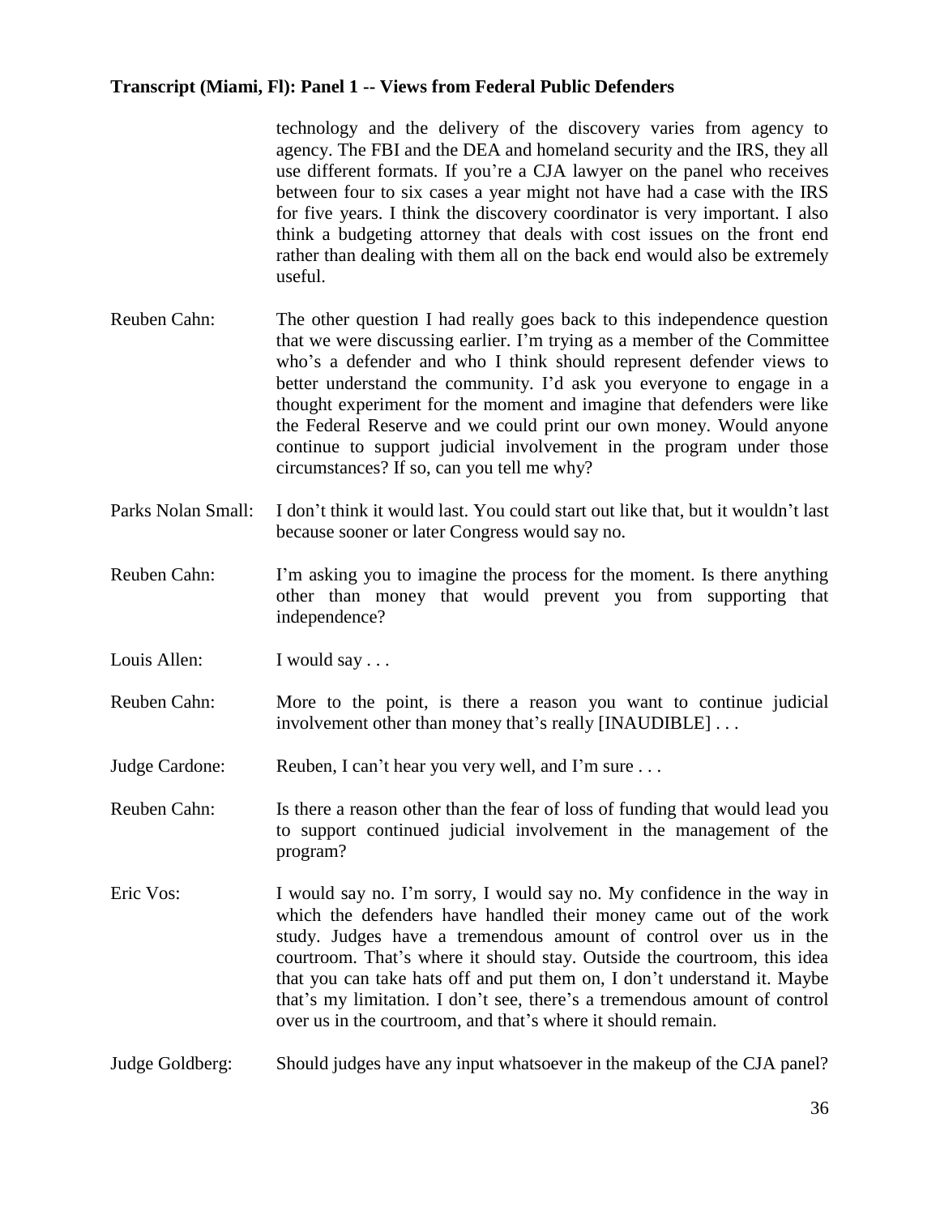technology and the delivery of the discovery varies from agency to agency. The FBI and the DEA and homeland security and the IRS, they all use different formats. If you're a CJA lawyer on the panel who receives between four to six cases a year might not have had a case with the IRS for five years. I think the discovery coordinator is very important. I also think a budgeting attorney that deals with cost issues on the front end rather than dealing with them all on the back end would also be extremely useful.

Reuben Cahn: The other question I had really goes back to this independence question that we were discussing earlier. I'm trying as a member of the Committee who's a defender and who I think should represent defender views to better understand the community. I'd ask you everyone to engage in a thought experiment for the moment and imagine that defenders were like the Federal Reserve and we could print our own money. Would anyone continue to support judicial involvement in the program under those circumstances? If so, can you tell me why?

Parks Nolan Small: I don't think it would last. You could start out like that, but it wouldn't last because sooner or later Congress would say no.

Reuben Cahn: I'm asking you to imagine the process for the moment. Is there anything other than money that would prevent you from supporting that independence?

Louis Allen: I would say . . .

Reuben Cahn: More to the point, is there a reason you want to continue judicial involvement other than money that's really [INAUDIBLE] . . .

Judge Cardone: Reuben, I can't hear you very well, and I'm sure . . .

Reuben Cahn: Is there a reason other than the fear of loss of funding that would lead you to support continued judicial involvement in the management of the program?

Eric Vos: I would say no. I'm sorry, I would say no. My confidence in the way in which the defenders have handled their money came out of the work study. Judges have a tremendous amount of control over us in the courtroom. That's where it should stay. Outside the courtroom, this idea that you can take hats off and put them on, I don't understand it. Maybe that's my limitation. I don't see, there's a tremendous amount of control over us in the courtroom, and that's where it should remain.

Judge Goldberg: Should judges have any input whatsoever in the makeup of the CJA panel?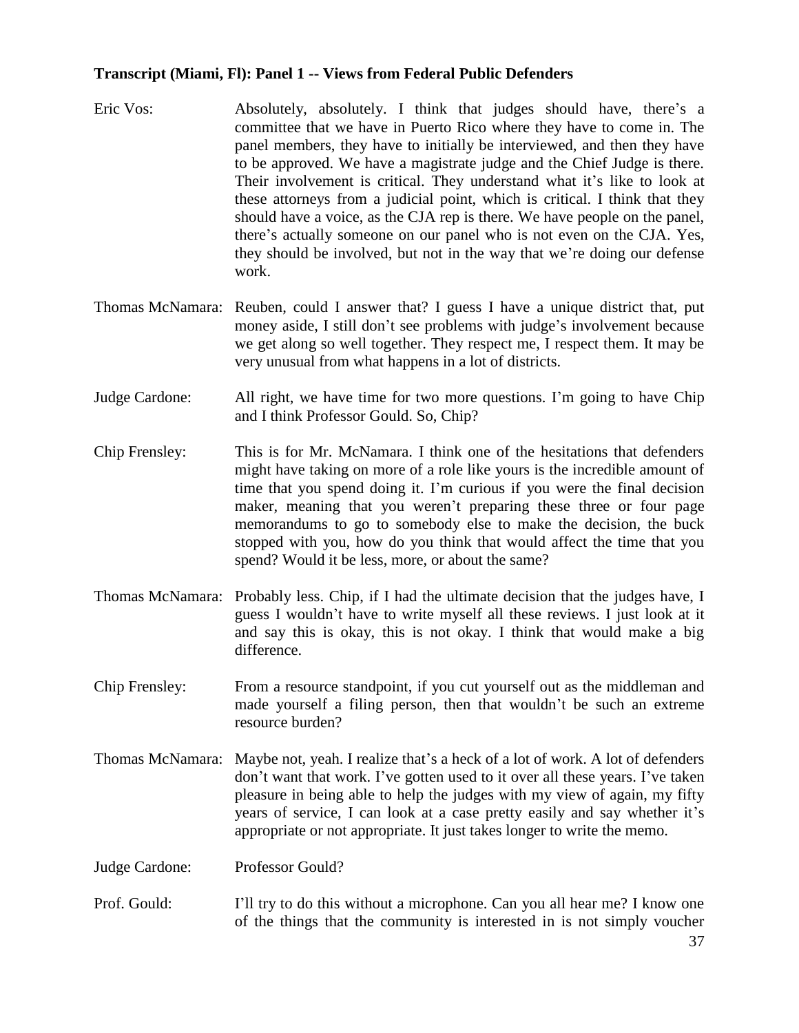**Transcript (Miami, Fl): Panel 1 -- Views from Federal Public Defenders**

Eric Vos: Absolutely, absolutely. I think that judges should have, there's a committee that we have in Puerto Rico where they have to come in. The panel members, they have to initially be interviewed, and then they have to be approved. We have a magistrate judge and the Chief Judge is there. Their involvement is critical. They understand what it's like to look at these attorneys from a judicial point, which is critical. I think that they should have a voice, as the CJA rep is there. We have people on the panel, there's actually someone on our panel who is not even on the CJA. Yes, they should be involved, but not in the way that we're doing our defense work.

Thomas McNamara: Reuben, could I answer that? I guess I have a unique district that, put money aside, I still don't see problems with judge's involvement because we get along so well together. They respect me, I respect them. It may be very unusual from what happens in a lot of districts.

Judge Cardone: All right, we have time for two more questions. I'm going to have Chip and I think Professor Gould. So, Chip?

Chip Frensley: This is for Mr. McNamara. I think one of the hesitations that defenders might have taking on more of a role like yours is the incredible amount of time that you spend doing it. I'm curious if you were the final decision maker, meaning that you weren't preparing these three or four page memorandums to go to somebody else to make the decision, the buck stopped with you, how do you think that would affect the time that you spend? Would it be less, more, or about the same?

Thomas McNamara: Probably less. Chip, if I had the ultimate decision that the judges have, I guess I wouldn't have to write myself all these reviews. I just look at it and say this is okay, this is not okay. I think that would make a big difference.

Chip Frensley: From a resource standpoint, if you cut yourself out as the middleman and made yourself a filing person, then that wouldn't be such an extreme resource burden?

Thomas McNamara: Maybe not, yeah. I realize that's a heck of a lot of work. A lot of defenders don't want that work. I've gotten used to it over all these years. I've taken pleasure in being able to help the judges with my view of again, my fifty years of service, I can look at a case pretty easily and say whether it's appropriate or not appropriate. It just takes longer to write the memo.

Judge Cardone: Professor Gould?

Prof. Gould: I'll try to do this without a microphone. Can you all hear me? I know one of the things that the community is interested in is not simply voucher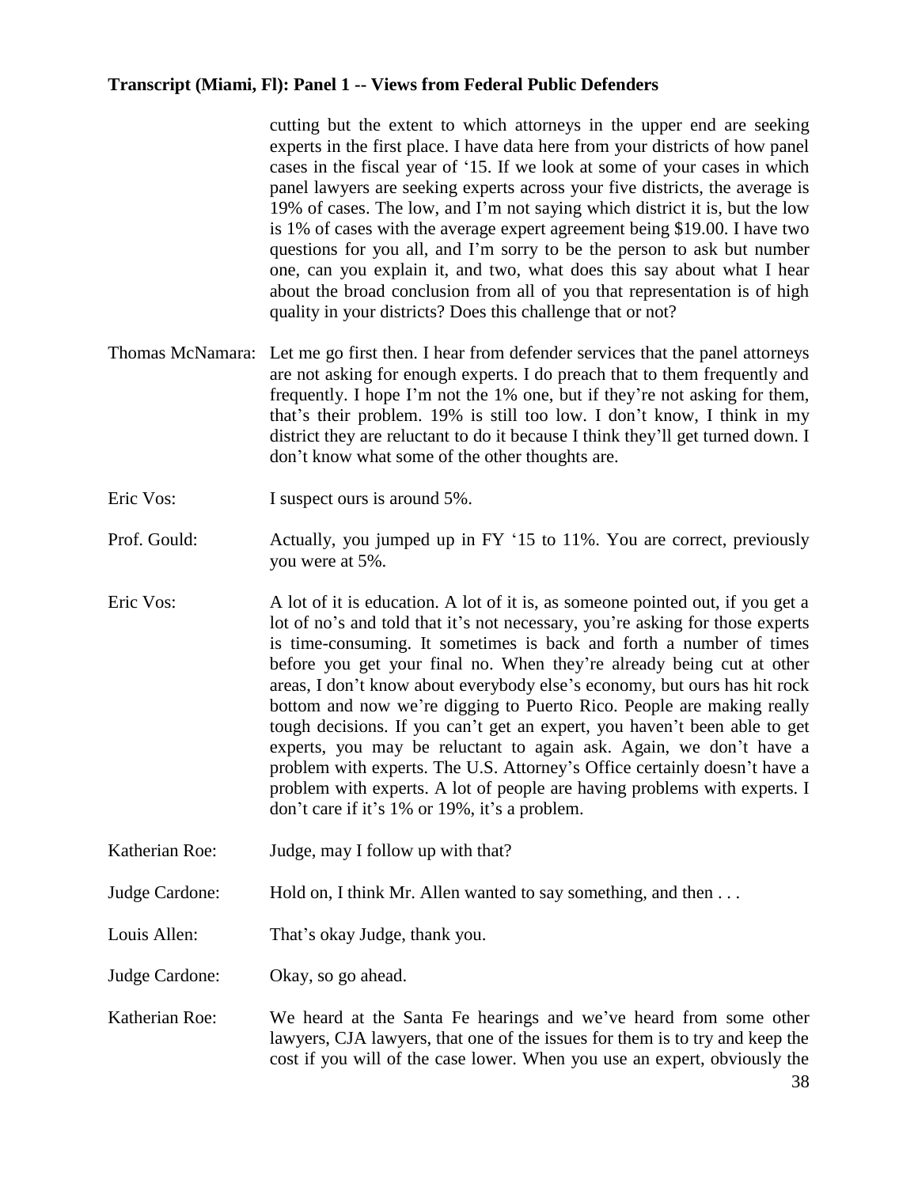cutting but the extent to which attorneys in the upper end are seeking experts in the first place. I have data here from your districts of how panel cases in the fiscal year of '15. If we look at some of your cases in which panel lawyers are seeking experts across your five districts, the average is 19% of cases. The low, and I'm not saying which district it is, but the low is 1% of cases with the average expert agreement being $19.00. I have two questions for you all, and I'm sorry to be the person to ask but number one, can you explain it, and two, what does this say about what I hear about the broad conclusion from all of you that representation is of high quality in your districts? Does this challenge that or not?

Thomas McNamara: Let me go first then. I hear from defender services that the panel attorneys are not asking for enough experts. I do preach that to them frequently and frequently. I hope I'm not the 1% one, but if they're not asking for them, that's their problem. 19% is still too low. I don't know, I think in my district they are reluctant to do it because I think they'll get turned down. I don't know what some of the other thoughts are.

Eric Vos: I suspect ours is around 5%.

Prof. Gould: Actually, you jumped up in FY '15 to 11%. You are correct, previously you were at 5%.

Eric Vos: A lot of it is education. A lot of it is, as someone pointed out, if you get a lot of no's and told that it's not necessary, you're asking for those experts is time-consuming. It sometimes is back and forth a number of times before you get your final no. When they're already being cut at other areas, I don't know about everybody else's economy, but ours has hit rock bottom and now we're digging to Puerto Rico. People are making really tough decisions. If you can't get an expert, you haven't been able to get experts, you may be reluctant to again ask. Again, we don't have a problem with experts. The U.S. Attorney's Office certainly doesn't have a problem with experts. A lot of people are having problems with experts. I don't care if it's 1% or 19%, it's a problem.

Katherian Roe: Judge, may I follow up with that?

Judge Cardone: Hold on, I think Mr. Allen wanted to say something, and then . . .

Louis Allen: That's okay Judge, thank you.

Judge Cardone: Okay, so go ahead.

Katherian Roe: We heard at the Santa Fe hearings and we've heard from some other lawyers, CJA lawyers, that one of the issues for them is to try and keep the cost if you will of the case lower. When you use an expert, obviously the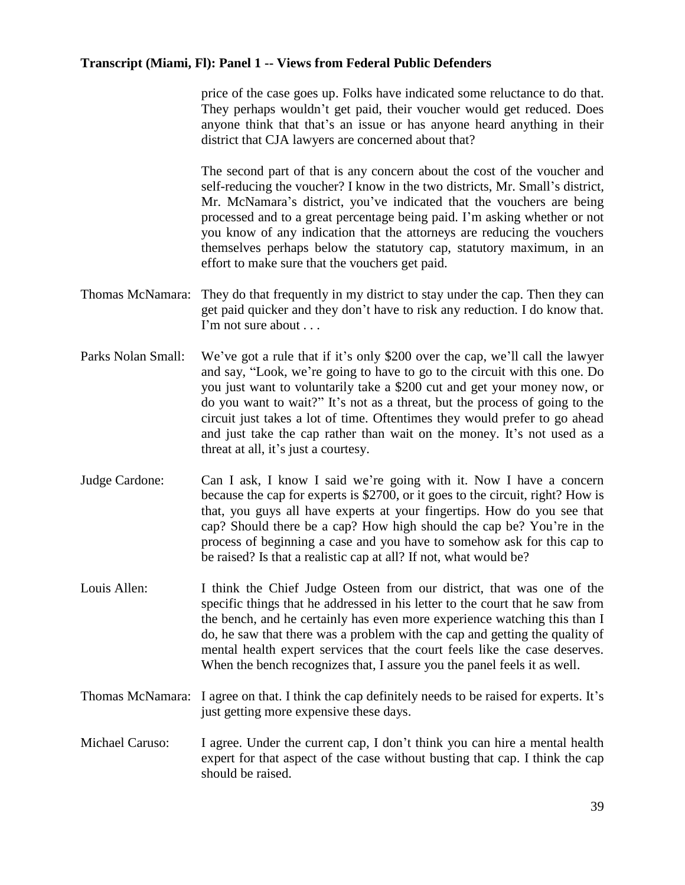price of the case goes up. Folks have indicated some reluctance to do that. They perhaps wouldn't get paid, their voucher would get reduced. Does anyone think that that's an issue or has anyone heard anything in their district that CJA lawyers are concerned about that?

The second part of that is any concern about the cost of the voucher and self-reducing the voucher? I know in the two districts, Mr. Small's district, Mr. McNamara's district, you've indicated that the vouchers are being processed and to a great percentage being paid. I'm asking whether or not you know of any indication that the attorneys are reducing the vouchers themselves perhaps below the statutory cap, statutory maximum, in an effort to make sure that the vouchers get paid.

Thomas McNamara: They do that frequently in my district to stay under the cap. Then they can get paid quicker and they don't have to risk any reduction. I do know that. I'm not sure about . . .

Parks Nolan Small: We've got a rule that if it's only $200 over the cap, we'll call the lawyer and say, "Look, we're going to have to go to the circuit with this one. Do you just want to voluntarily take a $200 cut and get your money now, or do you want to wait?" It's not as a threat, but the process of going to the circuit just takes a lot of time. Oftentimes they would prefer to go ahead and just take the cap rather than wait on the money. It's not used as a threat at all, it's just a courtesy.

Judge Cardone: Can I ask, I know I said we're going with it. Now I have a concern because the cap for experts is $2700, or it goes to the circuit, right? How is that, you guys all have experts at your fingertips. How do you see that cap? Should there be a cap? How high should the cap be? You're in the process of beginning a case and you have to somehow ask for this cap to be raised? Is that a realistic cap at all? If not, what would be?

Louis Allen: I think the Chief Judge Osteen from our district, that was one of the specific things that he addressed in his letter to the court that he saw from the bench, and he certainly has even more experience watching this than I do, he saw that there was a problem with the cap and getting the quality of mental health expert services that the court feels like the case deserves. When the bench recognizes that, I assure you the panel feels it as well.

Thomas McNamara: I agree on that. I think the cap definitely needs to be raised for experts. It's just getting more expensive these days.

Michael Caruso: I agree. Under the current cap, I don't think you can hire a mental health expert for that aspect of the case without busting that cap. I think the cap should be raised.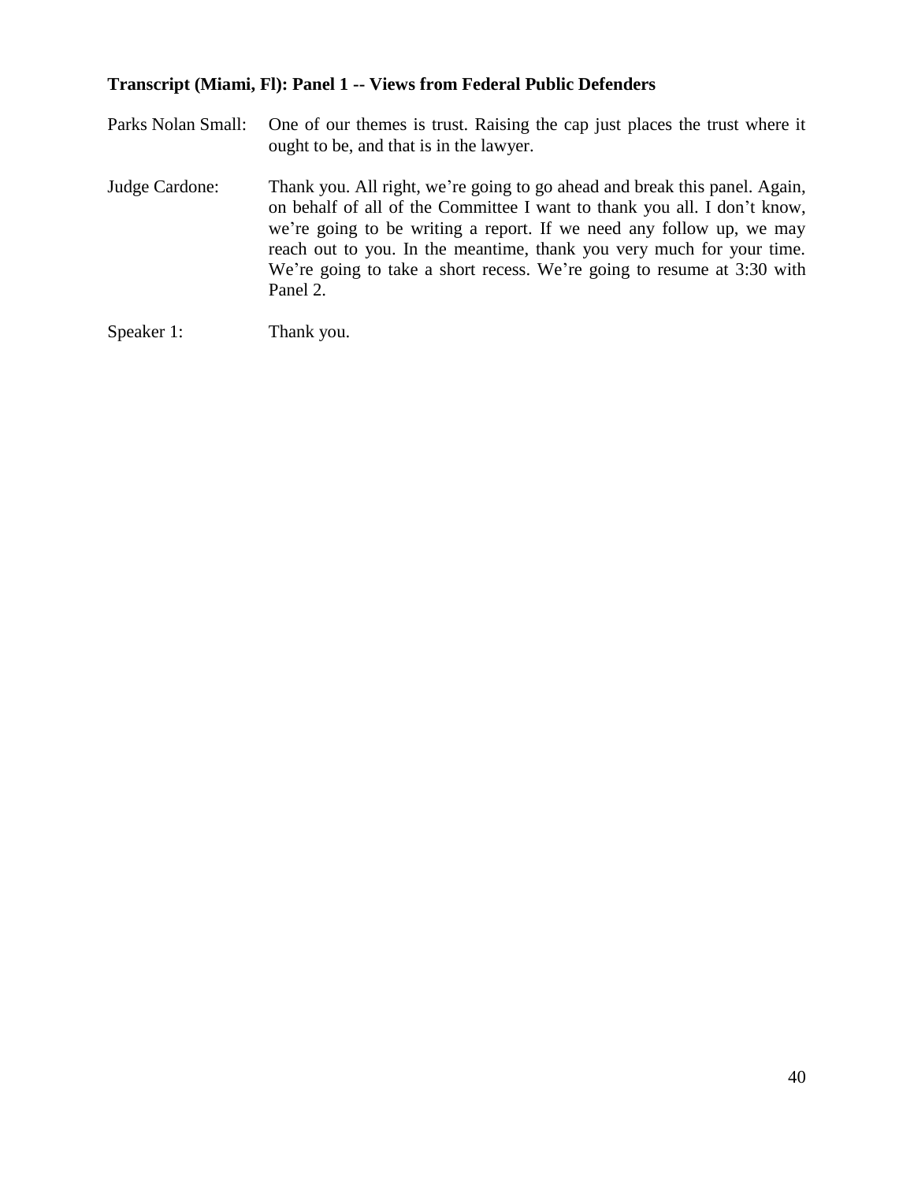**Transcript (Miami, Fl): Panel 1 -- Views from Federal Public Defenders**

Parks Nolan Small: One of our themes is trust. Raising the cap just places the trust where it ought to be, and that is in the lawyer.

Judge Cardone: Thank you. All right, we're going to go ahead and break this panel. Again, on behalf of all of the Committee I want to thank you all. I don't know, we're going to be writing a report. If we need any follow up, we may reach out to you. In the meantime, thank you very much for your time. We're going to take a short recess. We're going to resume at 3:30 with Panel 2.

Speaker 1: Thank you.